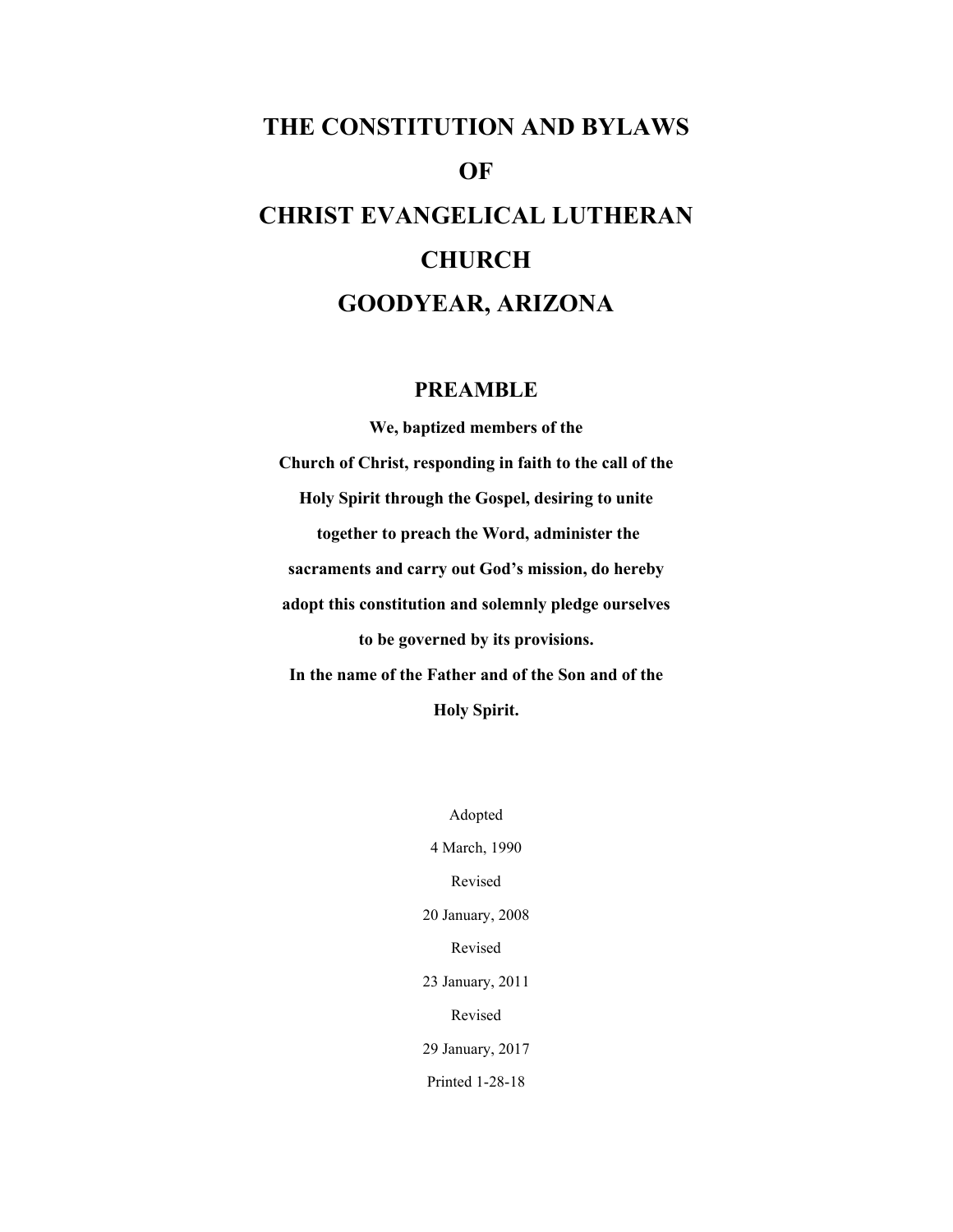# THE CONSTITUTION AND BYLAWS OF CHRIST EVANGELICAL LUTHERAN CHURCH GOODYEAR, ARIZONA

## PREAMBLE

**We, baptized members of the Church of Christ, responding in faith to the call of the Holy Spirit through the Gospel, desiring to unite together to preach the Word, administer the sacraments and carry out God's mission, do hereby adopt this constitution and solemnly pledge ourselves to be governed by its provisions.**

**In the name of the Father and of the Son and of the Holy Spirit.**

Adopted

4 March, 1990

Revised

20 January, 2008

Revised

23 January, 2011

Revised

29 January, 2017

Printed 1-28-18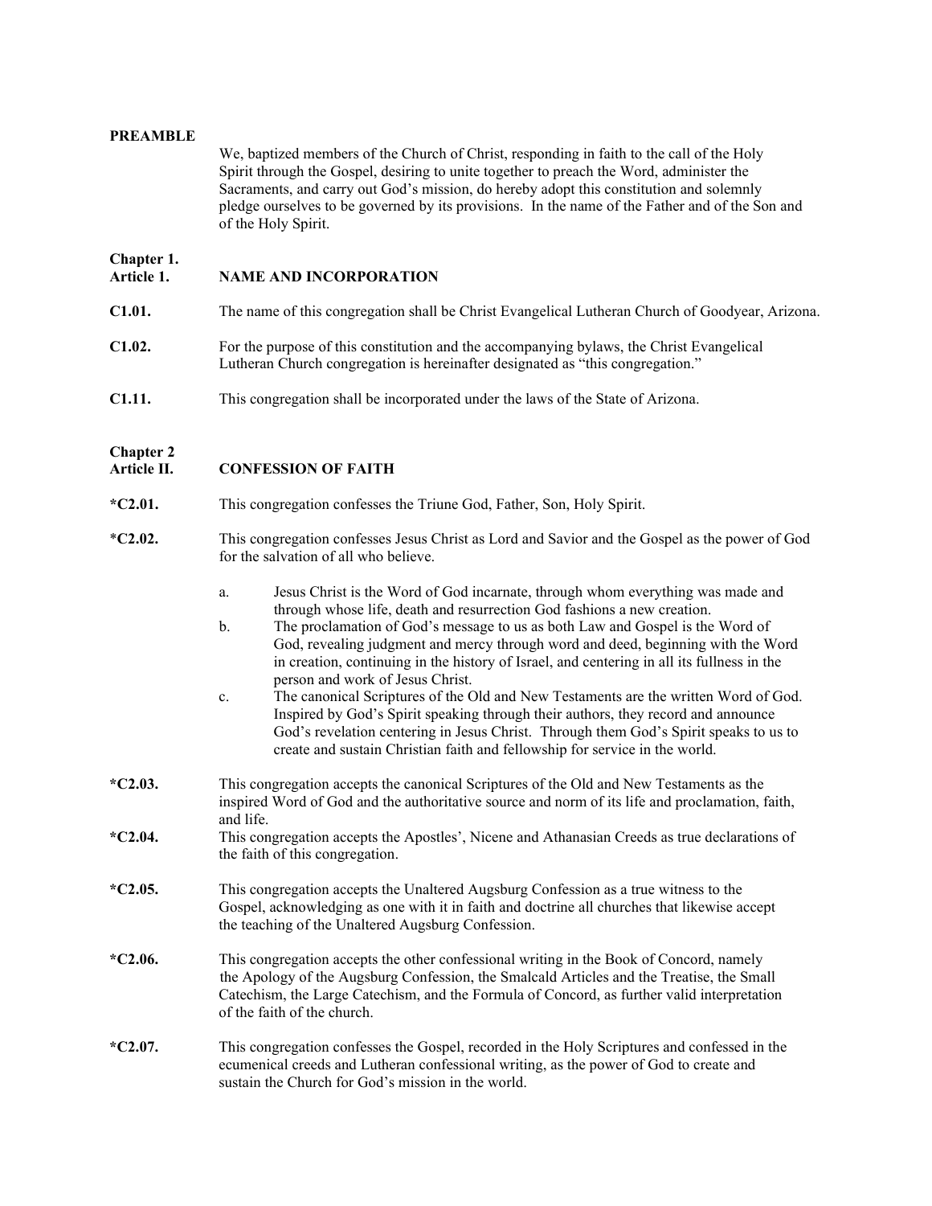**PREAMBLE**

We, baptized members of the Church of Christ, responding in faith to the call of the Holy Spirit through the Gospel, desiring to unite together to preach the Word, administer the Sacraments, and carry out God's mission, do hereby adopt this constitution and solemnly pledge ourselves to be governed by its provisions. In the name of the Father and of the Son and of the Holy Spirit.

**Chapter 1.**
**Article 1. NAME AND INCORPORATION**

**C1.01.** The name of this congregation shall be Christ Evangelical Lutheran Church of Goodyear, Arizona.

**C1.02.** For the purpose of this constitution and the accompanying bylaws, the Christ Evangelical Lutheran Church congregation is hereinafter designated as "this congregation."

**C1.11.** This congregation shall be incorporated under the laws of the State of Arizona.

**Chapter 2**
**Article II. CONFESSION OF FAITH**

***C2.01.** This congregation confesses the Triune God, Father, Son, Holy Spirit.

***C2.02.** This congregation confesses Jesus Christ as Lord and Savior and the Gospel as the power of God for the salvation of all who believe.

a. Jesus Christ is the Word of God incarnate, through whom everything was made and through whose life, death and resurrection God fashions a new creation.

b. The proclamation of God's message to us as both Law and Gospel is the Word of God, revealing judgment and mercy through word and deed, beginning with the Word in creation, continuing in the history of Israel, and centering in all its fullness in the person and work of Jesus Christ.

c. The canonical Scriptures of the Old and New Testaments are the written Word of God. Inspired by God's Spirit speaking through their authors, they record and announce God's revelation centering in Jesus Christ. Through them God's Spirit speaks to us to create and sustain Christian faith and fellowship for service in the world.

***C2.03.** This congregation accepts the canonical Scriptures of the Old and New Testaments as the inspired Word of God and the authoritative source and norm of its life and proclamation, faith, and life.

***C2.04.** This congregation accepts the Apostles', Nicene and Athanasian Creeds as true declarations of the faith of this congregation.

***C2.05.** This congregation accepts the Unaltered Augsburg Confession as a true witness to the Gospel, acknowledging as one with it in faith and doctrine all churches that likewise accept the teaching of the Unaltered Augsburg Confession.

***C2.06.** This congregation accepts the other confessional writing in the Book of Concord, namely the Apology of the Augsburg Confession, the Smalcald Articles and the Treatise, the Small Catechism, the Large Catechism, and the Formula of Concord, as further valid interpretation of the faith of the church.

***C2.07.** This congregation confesses the Gospel, recorded in the Holy Scriptures and confessed in the ecumenical creeds and Lutheran confessional writing, as the power of God to create and sustain the Church for God's mission in the world.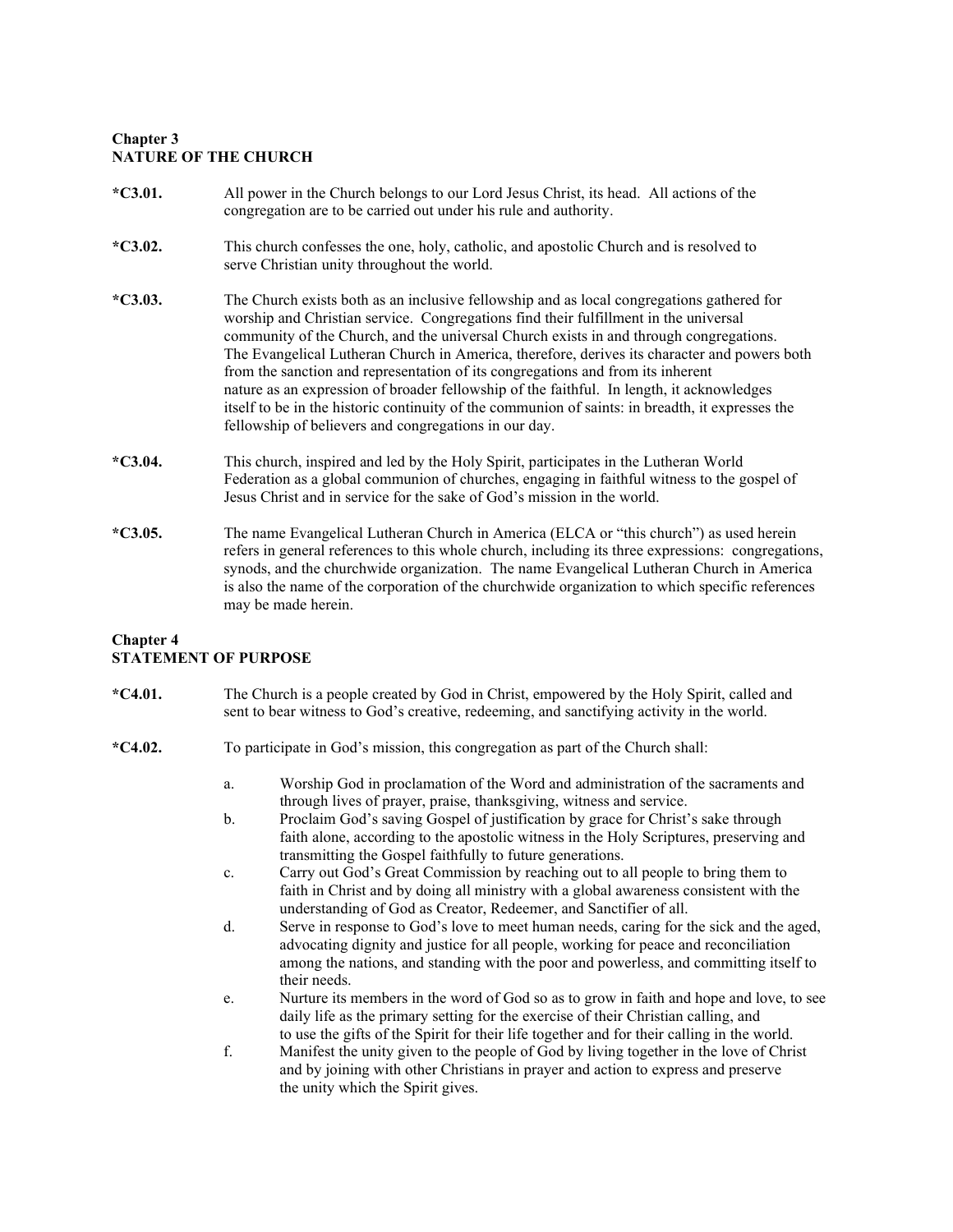## Chapter 3
## NATURE OF THE CHURCH

**\*C3.01.** All power in the Church belongs to our Lord Jesus Christ, its head. All actions of the congregation are to be carried out under his rule and authority.

**\*C3.02.** This church confesses the one, holy, catholic, and apostolic Church and is resolved to serve Christian unity throughout the world.

**\*C3.03.** The Church exists both as an inclusive fellowship and as local congregations gathered for worship and Christian service. Congregations find their fulfillment in the universal community of the Church, and the universal Church exists in and through congregations. The Evangelical Lutheran Church in America, therefore, derives its character and powers both from the sanction and representation of its congregations and from its inherent nature as an expression of broader fellowship of the faithful. In length, it acknowledges itself to be in the historic continuity of the communion of saints: in breadth, it expresses the fellowship of believers and congregations in our day.

**\*C3.04.** This church, inspired and led by the Holy Spirit, participates in the Lutheran World Federation as a global communion of churches, engaging in faithful witness to the gospel of Jesus Christ and in service for the sake of God's mission in the world.

**\*C3.05.** The name Evangelical Lutheran Church in America (ELCA or "this church") as used herein refers in general references to this whole church, including its three expressions: congregations, synods, and the churchwide organization. The name Evangelical Lutheran Church in America is also the name of the corporation of the churchwide organization to which specific references may be made herein.

## Chapter 4
## STATEMENT OF PURPOSE

**\*C4.01.** The Church is a people created by God in Christ, empowered by the Holy Spirit, called and sent to bear witness to God's creative, redeeming, and sanctifying activity in the world.

**\*C4.02.** To participate in God's mission, this congregation as part of the Church shall:

a. Worship God in proclamation of the Word and administration of the sacraments and through lives of prayer, praise, thanksgiving, witness and service.

b. Proclaim God's saving Gospel of justification by grace for Christ's sake through faith alone, according to the apostolic witness in the Holy Scriptures, preserving and transmitting the Gospel faithfully to future generations.

c. Carry out God's Great Commission by reaching out to all people to bring them to faith in Christ and by doing all ministry with a global awareness consistent with the understanding of God as Creator, Redeemer, and Sanctifier of all.

d. Serve in response to God's love to meet human needs, caring for the sick and the aged, advocating dignity and justice for all people, working for peace and reconciliation among the nations, and standing with the poor and powerless, and committing itself to their needs.

e. Nurture its members in the word of God so as to grow in faith and hope and love, to see daily life as the primary setting for the exercise of their Christian calling, and to use the gifts of the Spirit for their life together and for their calling in the world.

f. Manifest the unity given to the people of God by living together in the love of Christ and by joining with other Christians in prayer and action to express and preserve the unity which the Spirit gives.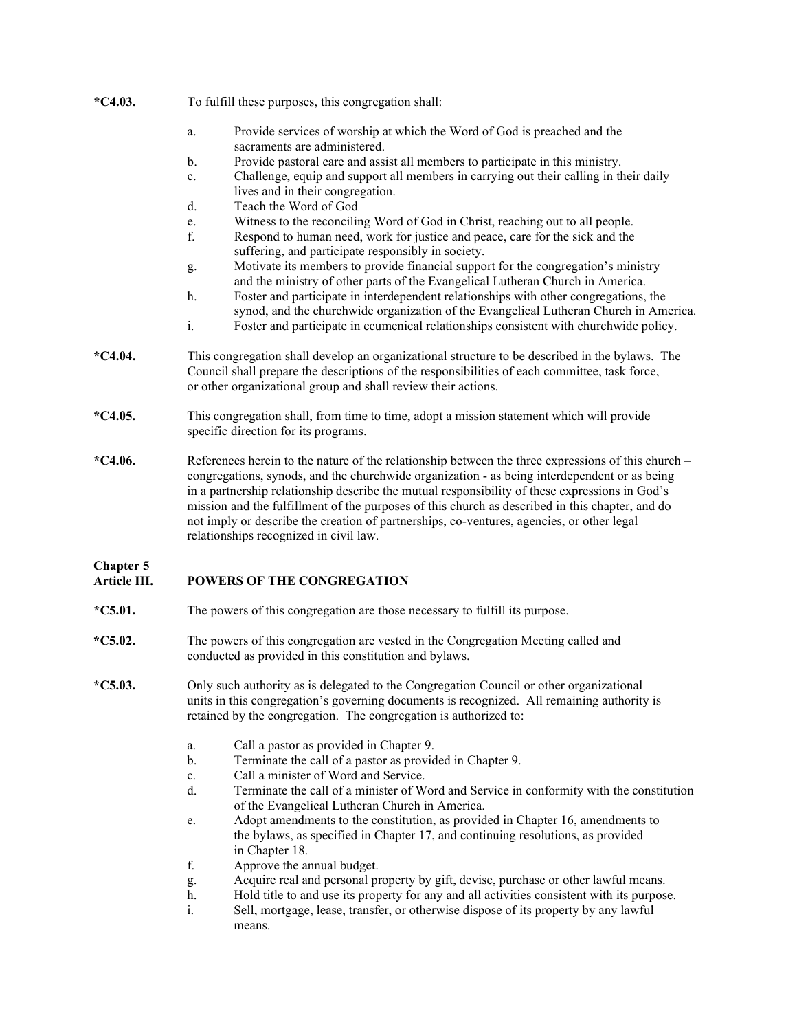**\*C4.03.** To fulfill these purposes, this congregation shall:

a. Provide services of worship at which the Word of God is preached and the sacraments are administered.
b. Provide pastoral care and assist all members to participate in this ministry.
c. Challenge, equip and support all members in carrying out their calling in their daily lives and in their congregation.
d. Teach the Word of God
e. Witness to the reconciling Word of God in Christ, reaching out to all people.
f. Respond to human need, work for justice and peace, care for the sick and the suffering, and participate responsibly in society.
g. Motivate its members to provide financial support for the congregation's ministry and the ministry of other parts of the Evangelical Lutheran Church in America.
h. Foster and participate in interdependent relationships with other congregations, the synod, and the churchwide organization of the Evangelical Lutheran Church in America.
i. Foster and participate in ecumenical relationships consistent with churchwide policy.

**\*C4.04.** This congregation shall develop an organizational structure to be described in the bylaws. The Council shall prepare the descriptions of the responsibilities of each committee, task force, or other organizational group and shall review their actions.

**\*C4.05.** This congregation shall, from time to time, adopt a mission statement which will provide specific direction for its programs.

**\*C4.06.** References herein to the nature of the relationship between the three expressions of this church – congregations, synods, and the churchwide organization - as being interdependent or as being in a partnership relationship describe the mutual responsibility of these expressions in God's mission and the fulfillment of the purposes of this church as described in this chapter, and do not imply or describe the creation of partnerships, co-ventures, agencies, or other legal relationships recognized in civil law.

## Chapter 5
## Article III. POWERS OF THE CONGREGATION

**\*C5.01.** The powers of this congregation are those necessary to fulfill its purpose.

**\*C5.02.** The powers of this congregation are vested in the Congregation Meeting called and conducted as provided in this constitution and bylaws.

**\*C5.03.** Only such authority as is delegated to the Congregation Council or other organizational units in this congregation's governing documents is recognized. All remaining authority is retained by the congregation. The congregation is authorized to:

a. Call a pastor as provided in Chapter 9.
b. Terminate the call of a pastor as provided in Chapter 9.
c. Call a minister of Word and Service.
d. Terminate the call of a minister of Word and Service in conformity with the constitution of the Evangelical Lutheran Church in America.
e. Adopt amendments to the constitution, as provided in Chapter 16, amendments to the bylaws, as specified in Chapter 17, and continuing resolutions, as provided in Chapter 18.
f. Approve the annual budget.
g. Acquire real and personal property by gift, devise, purchase or other lawful means.
h. Hold title to and use its property for any and all activities consistent with its purpose.
i. Sell, mortgage, lease, transfer, or otherwise dispose of its property by any lawful means.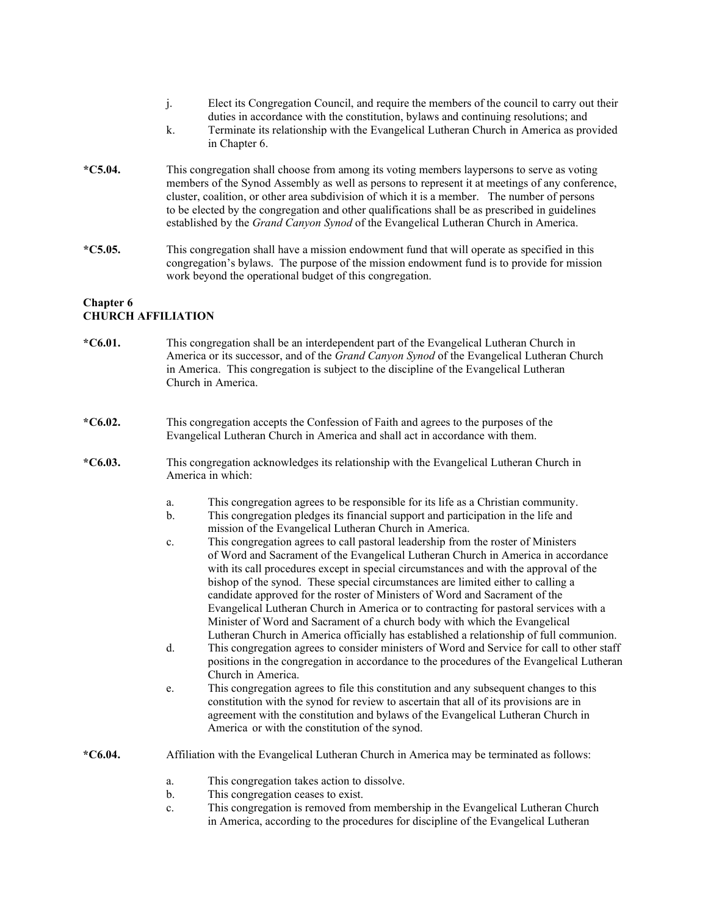j. Elect its Congregation Council, and require the members of the council to carry out their duties in accordance with the constitution, bylaws and continuing resolutions; and

k. Terminate its relationship with the Evangelical Lutheran Church in America as provided in Chapter 6.

**\*C5.04.** This congregation shall choose from among its voting members laypersons to serve as voting members of the Synod Assembly as well as persons to represent it at meetings of any conference, cluster, coalition, or other area subdivision of which it is a member. The number of persons to be elected by the congregation and other qualifications shall be as prescribed in guidelines established by the *Grand Canyon Synod* of the Evangelical Lutheran Church in America.

**\*C5.05.** This congregation shall have a mission endowment fund that will operate as specified in this congregation's bylaws. The purpose of the mission endowment fund is to provide for mission work beyond the operational budget of this congregation.

## Chapter 6
## CHURCH AFFILIATION

**\*C6.01.** This congregation shall be an interdependent part of the Evangelical Lutheran Church in America or its successor, and of the *Grand Canyon Synod* of the Evangelical Lutheran Church in America. This congregation is subject to the discipline of the Evangelical Lutheran Church in America.

**\*C6.02.** This congregation accepts the Confession of Faith and agrees to the purposes of the Evangelical Lutheran Church in America and shall act in accordance with them.

**\*C6.03.** This congregation acknowledges its relationship with the Evangelical Lutheran Church in America in which:

a. This congregation agrees to be responsible for its life as a Christian community.

b. This congregation pledges its financial support and participation in the life and mission of the Evangelical Lutheran Church in America.

c. This congregation agrees to call pastoral leadership from the roster of Ministers of Word and Sacrament of the Evangelical Lutheran Church in America in accordance with its call procedures except in special circumstances and with the approval of the bishop of the synod. These special circumstances are limited either to calling a candidate approved for the roster of Ministers of Word and Sacrament of the Evangelical Lutheran Church in America or to contracting for pastoral services with a Minister of Word and Sacrament of a church body with which the Evangelical Lutheran Church in America officially has established a relationship of full communion.

d. This congregation agrees to consider ministers of Word and Service for call to other staff positions in the congregation in accordance to the procedures of the Evangelical Lutheran Church in America.

e. This congregation agrees to file this constitution and any subsequent changes to this constitution with the synod for review to ascertain that all of its provisions are in agreement with the constitution and bylaws of the Evangelical Lutheran Church in America or with the constitution of the synod.

**\*C6.04.** Affiliation with the Evangelical Lutheran Church in America may be terminated as follows:

a. This congregation takes action to dissolve.

b. This congregation ceases to exist.

c. This congregation is removed from membership in the Evangelical Lutheran Church in America, according to the procedures for discipline of the Evangelical Lutheran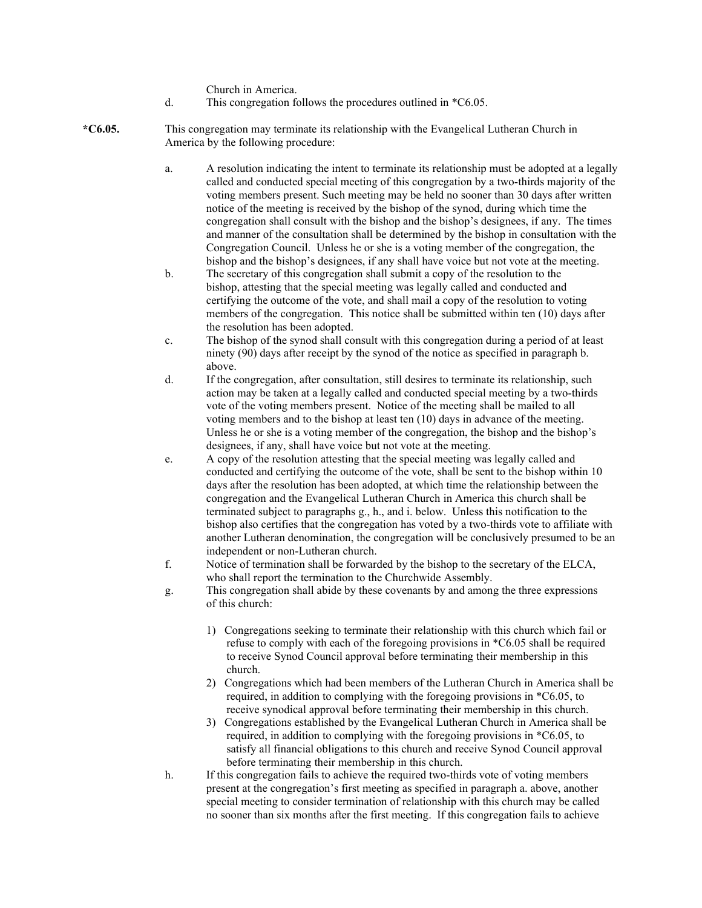Church in America.

d. This congregation follows the procedures outlined in *C6.05.

**\*C6.05.** This congregation may terminate its relationship with the Evangelical Lutheran Church in America by the following procedure:

a. A resolution indicating the intent to terminate its relationship must be adopted at a legally called and conducted special meeting of this congregation by a two-thirds majority of the voting members present. Such meeting may be held no sooner than 30 days after written notice of the meeting is received by the bishop of the synod, during which time the congregation shall consult with the bishop and the bishop's designees, if any. The times and manner of the consultation shall be determined by the bishop in consultation with the Congregation Council. Unless he or she is a voting member of the congregation, the bishop and the bishop's designees, if any shall have voice but not vote at the meeting.

b. The secretary of this congregation shall submit a copy of the resolution to the bishop, attesting that the special meeting was legally called and conducted and certifying the outcome of the vote, and shall mail a copy of the resolution to voting members of the congregation. This notice shall be submitted within ten (10) days after the resolution has been adopted.

c. The bishop of the synod shall consult with this congregation during a period of at least ninety (90) days after receipt by the synod of the notice as specified in paragraph b. above.

d. If the congregation, after consultation, still desires to terminate its relationship, such action may be taken at a legally called and conducted special meeting by a two-thirds vote of the voting members present. Notice of the meeting shall be mailed to all voting members and to the bishop at least ten (10) days in advance of the meeting. Unless he or she is a voting member of the congregation, the bishop and the bishop's designees, if any, shall have voice but not vote at the meeting.

e. A copy of the resolution attesting that the special meeting was legally called and conducted and certifying the outcome of the vote, shall be sent to the bishop within 10 days after the resolution has been adopted, at which time the relationship between the congregation and the Evangelical Lutheran Church in America this church shall be terminated subject to paragraphs g., h., and i. below. Unless this notification to the bishop also certifies that the congregation has voted by a two-thirds vote to affiliate with another Lutheran denomination, the congregation will be conclusively presumed to be an independent or non-Lutheran church.

f. Notice of termination shall be forwarded by the bishop to the secretary of the ELCA, who shall report the termination to the Churchwide Assembly.

g. This congregation shall abide by these covenants by and among the three expressions of this church:

   1) Congregations seeking to terminate their relationship with this church which fail or refuse to comply with each of the foregoing provisions in *C6.05 shall be required to receive Synod Council approval before terminating their membership in this church.
   2) Congregations which had been members of the Lutheran Church in America shall be required, in addition to complying with the foregoing provisions in *C6.05, to receive synodical approval before terminating their membership in this church.
   3) Congregations established by the Evangelical Lutheran Church in America shall be required, in addition to complying with the foregoing provisions in *C6.05, to satisfy all financial obligations to this church and receive Synod Council approval before terminating their membership in this church.

h. If this congregation fails to achieve the required two-thirds vote of voting members present at the congregation's first meeting as specified in paragraph a. above, another special meeting to consider termination of relationship with this church may be called no sooner than six months after the first meeting. If this congregation fails to achieve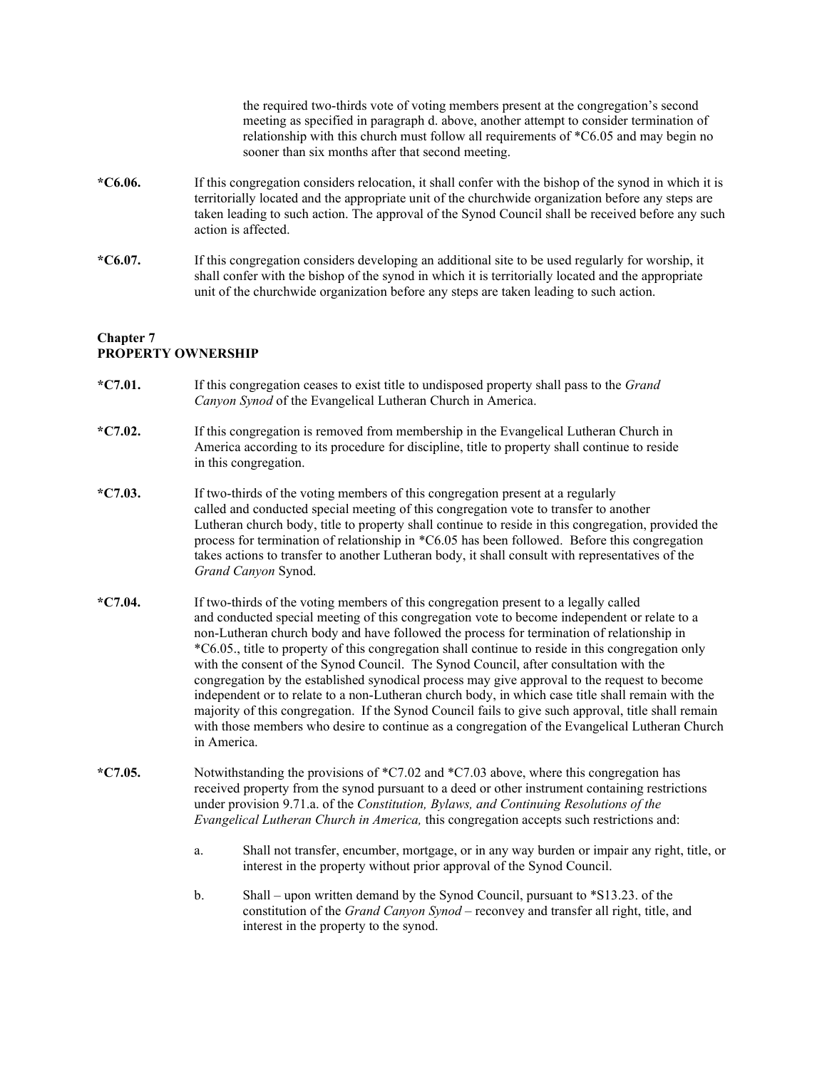the required two-thirds vote of voting members present at the congregation's second meeting as specified in paragraph d. above, another attempt to consider termination of relationship with this church must follow all requirements of *C6.05 and may begin no sooner than six months after that second meeting.

**\*C6.06.** If this congregation considers relocation, it shall confer with the bishop of the synod in which it is territorially located and the appropriate unit of the churchwide organization before any steps are taken leading to such action. The approval of the Synod Council shall be received before any such action is affected.

**\*C6.07.** If this congregation considers developing an additional site to be used regularly for worship, it shall confer with the bishop of the synod in which it is territorially located and the appropriate unit of the churchwide organization before any steps are taken leading to such action.

## Chapter 7
## PROPERTY OWNERSHIP

**\*C7.01.** If this congregation ceases to exist title to undisposed property shall pass to the *Grand Canyon Synod* of the Evangelical Lutheran Church in America.

**\*C7.02.** If this congregation is removed from membership in the Evangelical Lutheran Church in America according to its procedure for discipline, title to property shall continue to reside in this congregation.

**\*C7.03.** If two-thirds of the voting members of this congregation present at a regularly called and conducted special meeting of this congregation vote to transfer to another Lutheran church body, title to property shall continue to reside in this congregation, provided the process for termination of relationship in *C6.05 has been followed. Before this congregation takes actions to transfer to another Lutheran body, it shall consult with representatives of the *Grand Canyon* Synod.

**\*C7.04.** If two-thirds of the voting members of this congregation present to a legally called and conducted special meeting of this congregation vote to become independent or relate to a non-Lutheran church body and have followed the process for termination of relationship in *C6.05., title to property of this congregation shall continue to reside in this congregation only with the consent of the Synod Council. The Synod Council, after consultation with the congregation by the established synodical process may give approval to the request to become independent or to relate to a non-Lutheran church body, in which case title shall remain with the majority of this congregation. If the Synod Council fails to give such approval, title shall remain with those members who desire to continue as a congregation of the Evangelical Lutheran Church in America.

**\*C7.05.** Notwithstanding the provisions of *C7.02 and *C7.03 above, where this congregation has received property from the synod pursuant to a deed or other instrument containing restrictions under provision 9.71.a. of the *Constitution, Bylaws, and Continuing Resolutions of the Evangelical Lutheran Church in America,* this congregation accepts such restrictions and:

a. Shall not transfer, encumber, mortgage, or in any way burden or impair any right, title, or interest in the property without prior approval of the Synod Council.

b. Shall – upon written demand by the Synod Council, pursuant to *S13.23. of the constitution of the *Grand Canyon Synod* – reconvey and transfer all right, title, and interest in the property to the synod.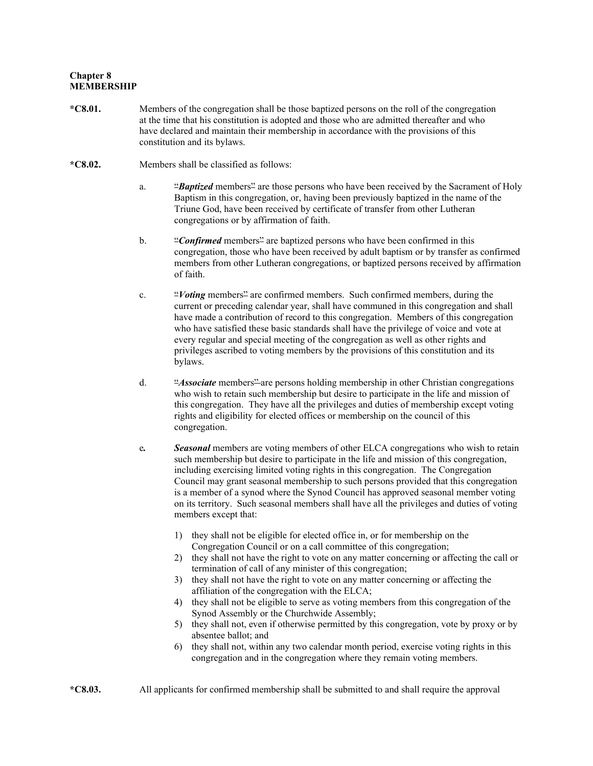**Chapter 8**
**MEMBERSHIP**

**\*C8.01.** Members of the congregation shall be those baptized persons on the roll of the congregation at the time that his constitution is adopted and those who are admitted thereafter and who have declared and maintain their membership in accordance with the provisions of this constitution and its bylaws.

**\*C8.02.** Members shall be classified as follows:

a. "***Baptized*** members" are those persons who have been received by the Sacrament of Holy Baptism in this congregation, or, having been previously baptized in the name of the Triune God, have been received by certificate of transfer from other Lutheran congregations or by affirmation of faith.

b. "***Confirmed*** members" are baptized persons who have been confirmed in this congregation, those who have been received by adult baptism or by transfer as confirmed members from other Lutheran congregations, or baptized persons received by affirmation of faith.

c. "***Voting*** members" are confirmed members. Such confirmed members, during the current or preceding calendar year, shall have communed in this congregation and shall have made a contribution of record to this congregation. Members of this congregation who have satisfied these basic standards shall have the privilege of voice and vote at every regular and special meeting of the congregation as well as other rights and privileges ascribed to voting members by the provisions of this constitution and its bylaws.

d. "***Associate*** members" are persons holding membership in other Christian congregations who wish to retain such membership but desire to participate in the life and mission of this congregation. They have all the privileges and duties of membership except voting rights and eligibility for elected offices or membership on the council of this congregation.

e. ***Seasonal*** members are voting members of other ELCA congregations who wish to retain such membership but desire to participate in the life and mission of this congregation, including exercising limited voting rights in this congregation. The Congregation Council may grant seasonal membership to such persons provided that this congregation is a member of a synod where the Synod Council has approved seasonal member voting on its territory. Such seasonal members shall have all the privileges and duties of voting members except that:

1) they shall not be eligible for elected office in, or for membership on the Congregation Council or on a call committee of this congregation;
2) they shall not have the right to vote on any matter concerning or affecting the call or termination of call of any minister of this congregation;
3) they shall not have the right to vote on any matter concerning or affecting the affiliation of the congregation with the ELCA;
4) they shall not be eligible to serve as voting members from this congregation of the Synod Assembly or the Churchwide Assembly;
5) they shall not, even if otherwise permitted by this congregation, vote by proxy or by absentee ballot; and
6) they shall not, within any two calendar month period, exercise voting rights in this congregation and in the congregation where they remain voting members.

**\*C8.03.** All applicants for confirmed membership shall be submitted to and shall require the approval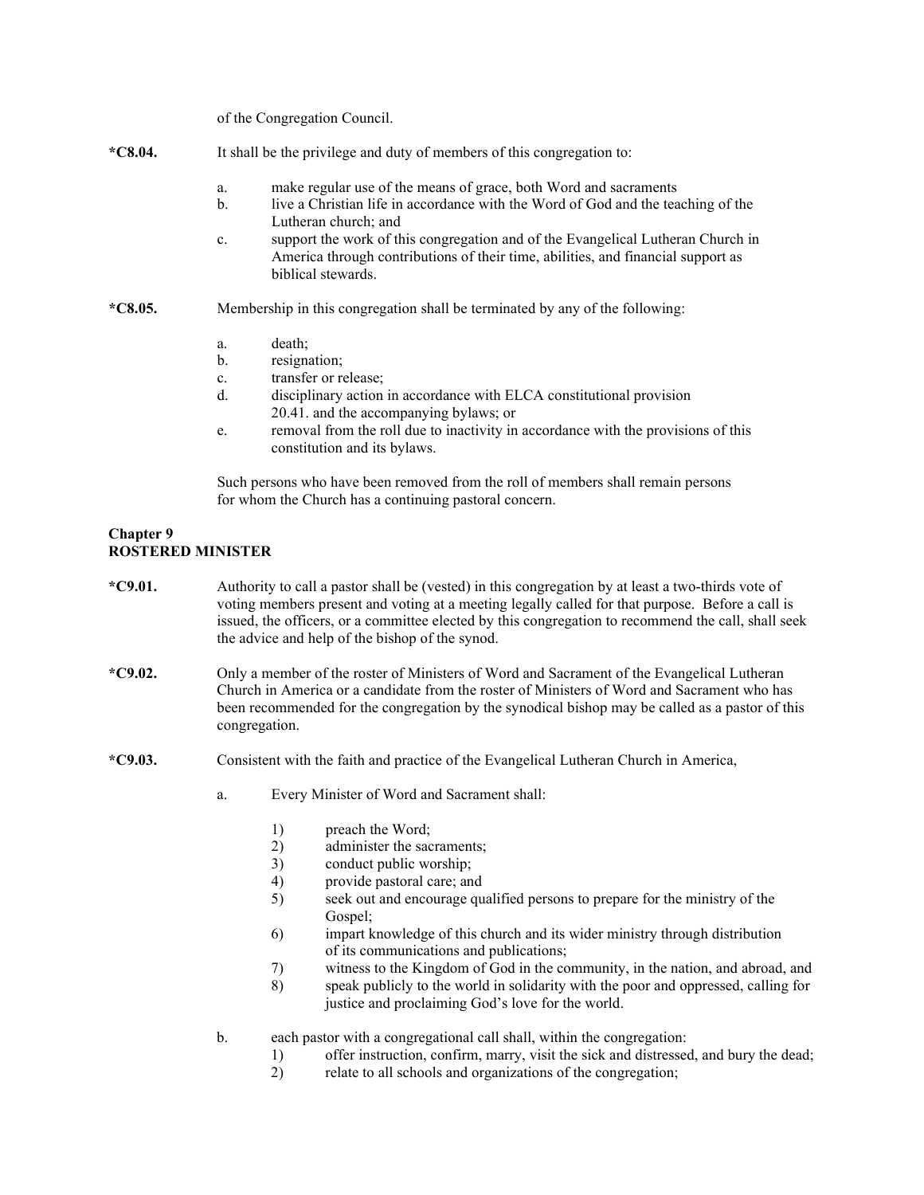of the Congregation Council.

**\*C8.04.** It shall be the privilege and duty of members of this congregation to:

a. make regular use of the means of grace, both Word and sacraments
b. live a Christian life in accordance with the Word of God and the teaching of the Lutheran church; and
c. support the work of this congregation and of the Evangelical Lutheran Church in America through contributions of their time, abilities, and financial support as biblical stewards.

**\*C8.05.** Membership in this congregation shall be terminated by any of the following:

a. death;
b. resignation;
c. transfer or release;
d. disciplinary action in accordance with ELCA constitutional provision 20.41. and the accompanying bylaws; or
e. removal from the roll due to inactivity in accordance with the provisions of this constitution and its bylaws.

Such persons who have been removed from the roll of members shall remain persons for whom the Church has a continuing pastoral concern.

## Chapter 9
## ROSTERED MINISTER

**\*C9.01.** Authority to call a pastor shall be (vested) in this congregation by at least a two-thirds vote of voting members present and voting at a meeting legally called for that purpose. Before a call is issued, the officers, or a committee elected by this congregation to recommend the call, shall seek the advice and help of the bishop of the synod.

**\*C9.02.** Only a member of the roster of Ministers of Word and Sacrament of the Evangelical Lutheran Church in America or a candidate from the roster of Ministers of Word and Sacrament who has been recommended for the congregation by the synodical bishop may be called as a pastor of this congregation.

**\*C9.03.** Consistent with the faith and practice of the Evangelical Lutheran Church in America,

a. Every Minister of Word and Sacrament shall:

   1) preach the Word;
   2) administer the sacraments;
   3) conduct public worship;
   4) provide pastoral care; and
   5) seek out and encourage qualified persons to prepare for the ministry of the Gospel;
   6) impart knowledge of this church and its wider ministry through distribution of its communications and publications;
   7) witness to the Kingdom of God in the community, in the nation, and abroad, and
   8) speak publicly to the world in solidarity with the poor and oppressed, calling for justice and proclaiming God's love for the world.

b. each pastor with a congregational call shall, within the congregation:
   1) offer instruction, confirm, marry, visit the sick and distressed, and bury the dead;
   2) relate to all schools and organizations of the congregation;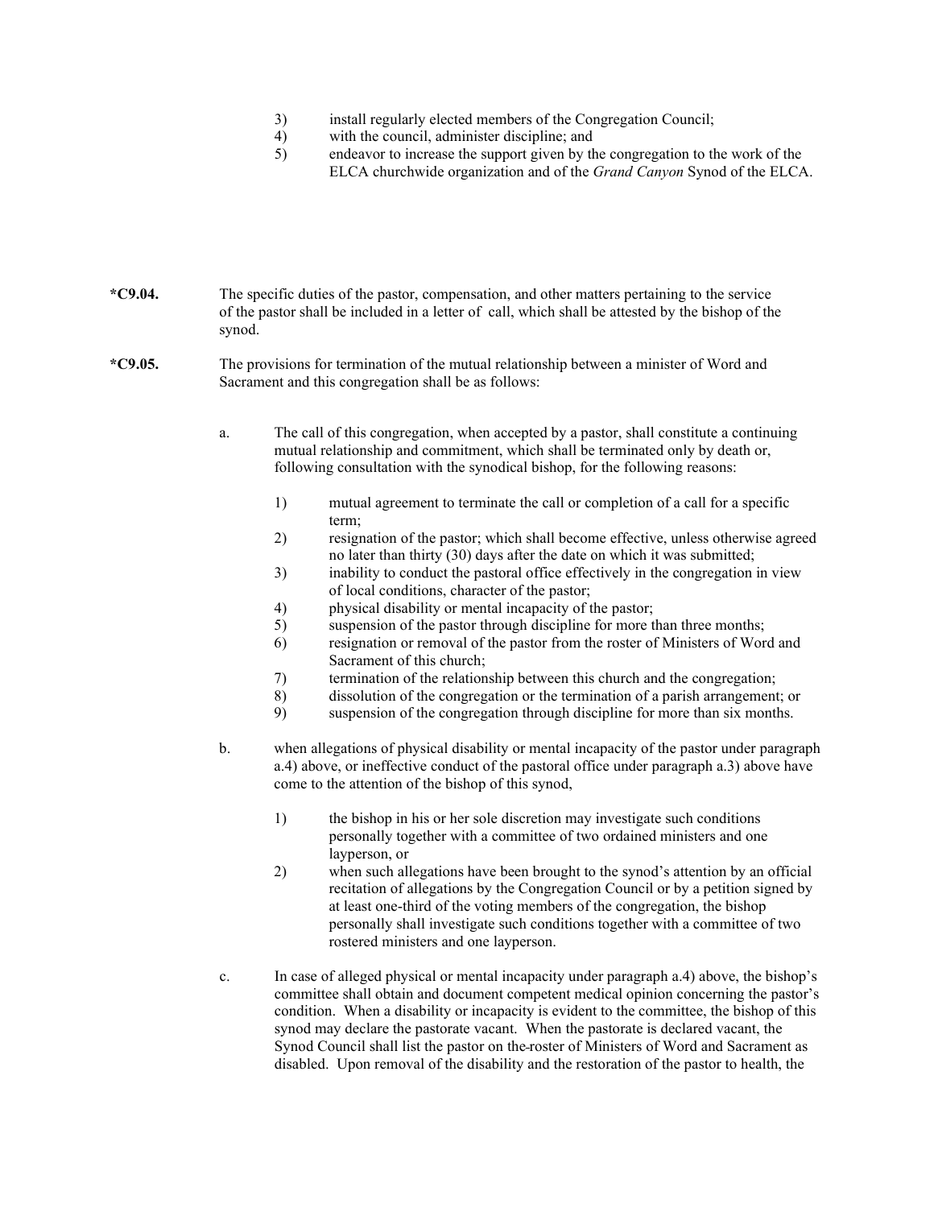3) install regularly elected members of the Congregation Council;
4) with the council, administer discipline; and
5) endeavor to increase the support given by the congregation to the work of the ELCA churchwide organization and of the *Grand Canyon* Synod of the ELCA.

**\*C9.04.** The specific duties of the pastor, compensation, and other matters pertaining to the service of the pastor shall be included in a letter of call, which shall be attested by the bishop of the synod.

**\*C9.05.** The provisions for termination of the mutual relationship between a minister of Word and Sacrament and this congregation shall be as follows:

a. The call of this congregation, when accepted by a pastor, shall constitute a continuing mutual relationship and commitment, which shall be terminated only by death or, following consultation with the synodical bishop, for the following reasons:

   1) mutual agreement to terminate the call or completion of a call for a specific term;
   2) resignation of the pastor; which shall become effective, unless otherwise agreed no later than thirty (30) days after the date on which it was submitted;
   3) inability to conduct the pastoral office effectively in the congregation in view of local conditions, character of the pastor;
   4) physical disability or mental incapacity of the pastor;
   5) suspension of the pastor through discipline for more than three months;
   6) resignation or removal of the pastor from the roster of Ministers of Word and Sacrament of this church;
   7) termination of the relationship between this church and the congregation;
   8) dissolution of the congregation or the termination of a parish arrangement; or
   9) suspension of the congregation through discipline for more than six months.

b. when allegations of physical disability or mental incapacity of the pastor under paragraph a.4) above, or ineffective conduct of the pastoral office under paragraph a.3) above have come to the attention of the bishop of this synod,

   1) the bishop in his or her sole discretion may investigate such conditions personally together with a committee of two ordained ministers and one layperson, or
   2) when such allegations have been brought to the synod's attention by an official recitation of allegations by the Congregation Council or by a petition signed by at least one-third of the voting members of the congregation, the bishop personally shall investigate such conditions together with a committee of two rostered ministers and one layperson.

c. In case of alleged physical or mental incapacity under paragraph a.4) above, the bishop's committee shall obtain and document competent medical opinion concerning the pastor's condition. When a disability or incapacity is evident to the committee, the bishop of this synod may declare the pastorate vacant. When the pastorate is declared vacant, the Synod Council shall list the pastor on the roster of Ministers of Word and Sacrament as disabled. Upon removal of the disability and the restoration of the pastor to health, the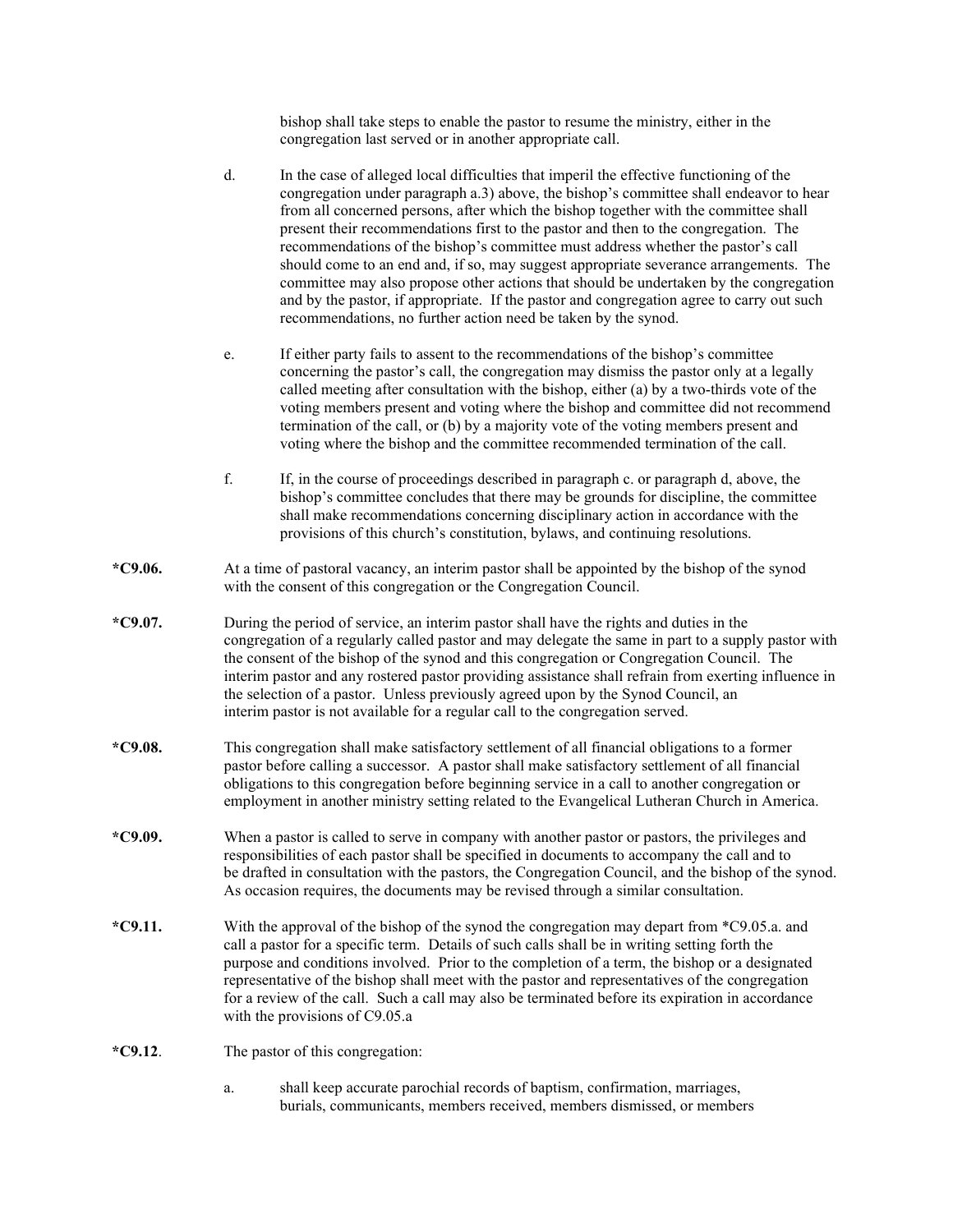bishop shall take steps to enable the pastor to resume the ministry, either in the congregation last served or in another appropriate call.

d. In the case of alleged local difficulties that imperil the effective functioning of the congregation under paragraph a.3) above, the bishop's committee shall endeavor to hear from all concerned persons, after which the bishop together with the committee shall present their recommendations first to the pastor and then to the congregation. The recommendations of the bishop's committee must address whether the pastor's call should come to an end and, if so, may suggest appropriate severance arrangements. The committee may also propose other actions that should be undertaken by the congregation and by the pastor, if appropriate. If the pastor and congregation agree to carry out such recommendations, no further action need be taken by the synod.

e. If either party fails to assent to the recommendations of the bishop's committee concerning the pastor's call, the congregation may dismiss the pastor only at a legally called meeting after consultation with the bishop, either (a) by a two-thirds vote of the voting members present and voting where the bishop and committee did not recommend termination of the call, or (b) by a majority vote of the voting members present and voting where the bishop and the committee recommended termination of the call.

f. If, in the course of proceedings described in paragraph c. or paragraph d, above, the bishop's committee concludes that there may be grounds for discipline, the committee shall make recommendations concerning disciplinary action in accordance with the provisions of this church's constitution, bylaws, and continuing resolutions.

**\*C9.06.** At a time of pastoral vacancy, an interim pastor shall be appointed by the bishop of the synod with the consent of this congregation or the Congregation Council.

**\*C9.07.** During the period of service, an interim pastor shall have the rights and duties in the congregation of a regularly called pastor and may delegate the same in part to a supply pastor with the consent of the bishop of the synod and this congregation or Congregation Council. The interim pastor and any rostered pastor providing assistance shall refrain from exerting influence in the selection of a pastor. Unless previously agreed upon by the Synod Council, an interim pastor is not available for a regular call to the congregation served.

**\*C9.08.** This congregation shall make satisfactory settlement of all financial obligations to a former pastor before calling a successor. A pastor shall make satisfactory settlement of all financial obligations to this congregation before beginning service in a call to another congregation or employment in another ministry setting related to the Evangelical Lutheran Church in America.

**\*C9.09.** When a pastor is called to serve in company with another pastor or pastors, the privileges and responsibilities of each pastor shall be specified in documents to accompany the call and to be drafted in consultation with the pastors, the Congregation Council, and the bishop of the synod. As occasion requires, the documents may be revised through a similar consultation.

**\*C9.11.** With the approval of the bishop of the synod the congregation may depart from *C9.05.a. and call a pastor for a specific term. Details of such calls shall be in writing setting forth the purpose and conditions involved. Prior to the completion of a term, the bishop or a designated representative of the bishop shall meet with the pastor and representatives of the congregation for a review of the call. Such a call may also be terminated before its expiration in accordance with the provisions of C9.05.a

**\*C9.12.** The pastor of this congregation:

a. shall keep accurate parochial records of baptism, confirmation, marriages, burials, communicants, members received, members dismissed, or members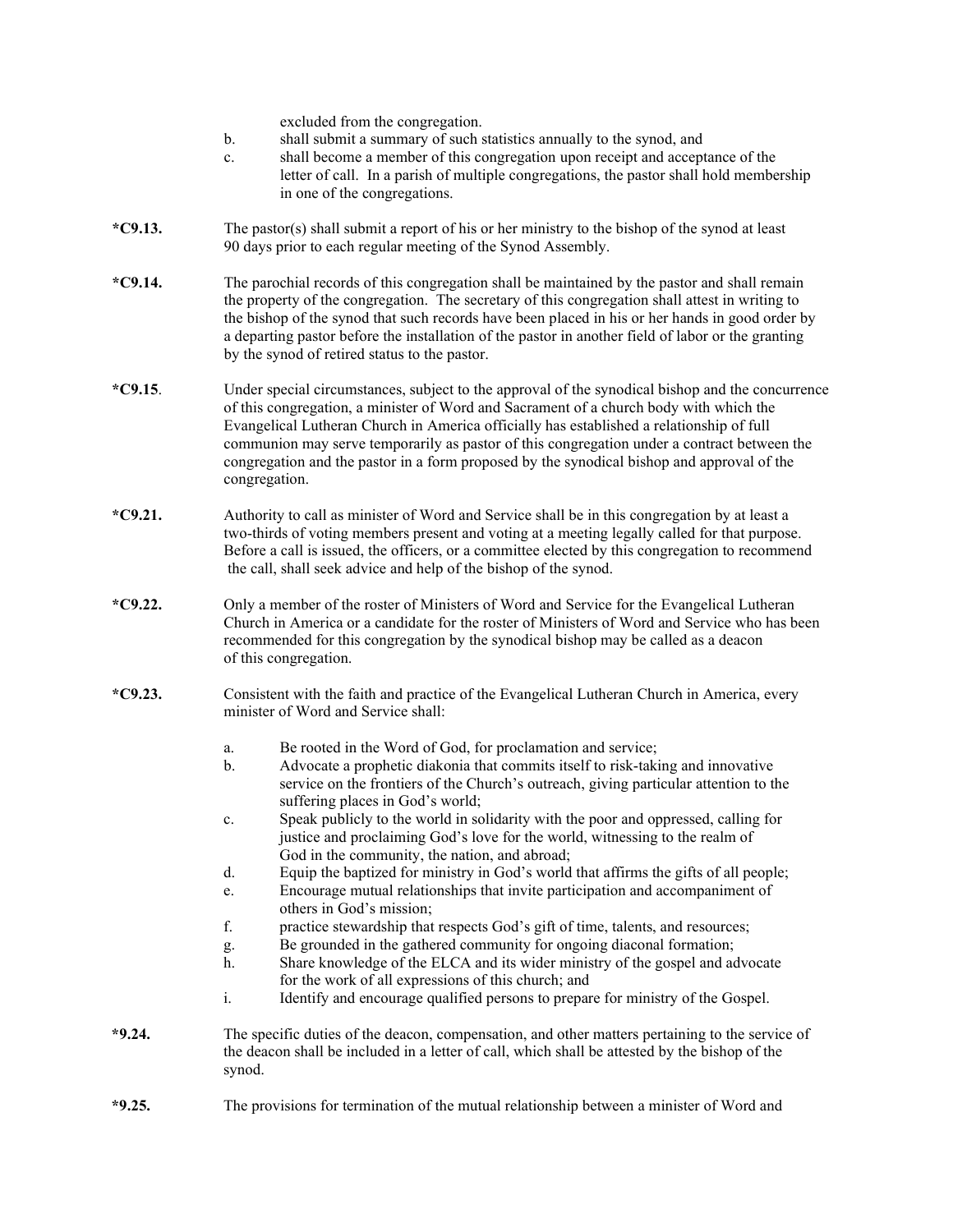excluded from the congregation.

b. shall submit a summary of such statistics annually to the synod, and

c. shall become a member of this congregation upon receipt and acceptance of the letter of call. In a parish of multiple congregations, the pastor shall hold membership in one of the congregations.

**\*C9.13.** The pastor(s) shall submit a report of his or her ministry to the bishop of the synod at least 90 days prior to each regular meeting of the Synod Assembly.

**\*C9.14.** The parochial records of this congregation shall be maintained by the pastor and shall remain the property of the congregation. The secretary of this congregation shall attest in writing to the bishop of the synod that such records have been placed in his or her hands in good order by a departing pastor before the installation of the pastor in another field of labor or the granting by the synod of retired status to the pastor.

**\*C9.15**. Under special circumstances, subject to the approval of the synodical bishop and the concurrence of this congregation, a minister of Word and Sacrament of a church body with which the Evangelical Lutheran Church in America officially has established a relationship of full communion may serve temporarily as pastor of this congregation under a contract between the congregation and the pastor in a form proposed by the synodical bishop and approval of the congregation.

**\*C9.21.** Authority to call as minister of Word and Service shall be in this congregation by at least a two-thirds of voting members present and voting at a meeting legally called for that purpose. Before a call is issued, the officers, or a committee elected by this congregation to recommend the call, shall seek advice and help of the bishop of the synod.

**\*C9.22.** Only a member of the roster of Ministers of Word and Service for the Evangelical Lutheran Church in America or a candidate for the roster of Ministers of Word and Service who has been recommended for this congregation by the synodical bishop may be called as a deacon of this congregation.

**\*C9.23.** Consistent with the faith and practice of the Evangelical Lutheran Church in America, every minister of Word and Service shall:

a. Be rooted in the Word of God, for proclamation and service;

b. Advocate a prophetic diakonia that commits itself to risk-taking and innovative service on the frontiers of the Church's outreach, giving particular attention to the suffering places in God's world;

c. Speak publicly to the world in solidarity with the poor and oppressed, calling for justice and proclaiming God's love for the world, witnessing to the realm of God in the community, the nation, and abroad;

d. Equip the baptized for ministry in God's world that affirms the gifts of all people;

e. Encourage mutual relationships that invite participation and accompaniment of others in God's mission;

f. practice stewardship that respects God's gift of time, talents, and resources;

g. Be grounded in the gathered community for ongoing diaconal formation;

h. Share knowledge of the ELCA and its wider ministry of the gospel and advocate for the work of all expressions of this church; and

i. Identify and encourage qualified persons to prepare for ministry of the Gospel.

**\*9.24.** The specific duties of the deacon, compensation, and other matters pertaining to the service of the deacon shall be included in a letter of call, which shall be attested by the bishop of the synod.

**\*9.25.** The provisions for termination of the mutual relationship between a minister of Word and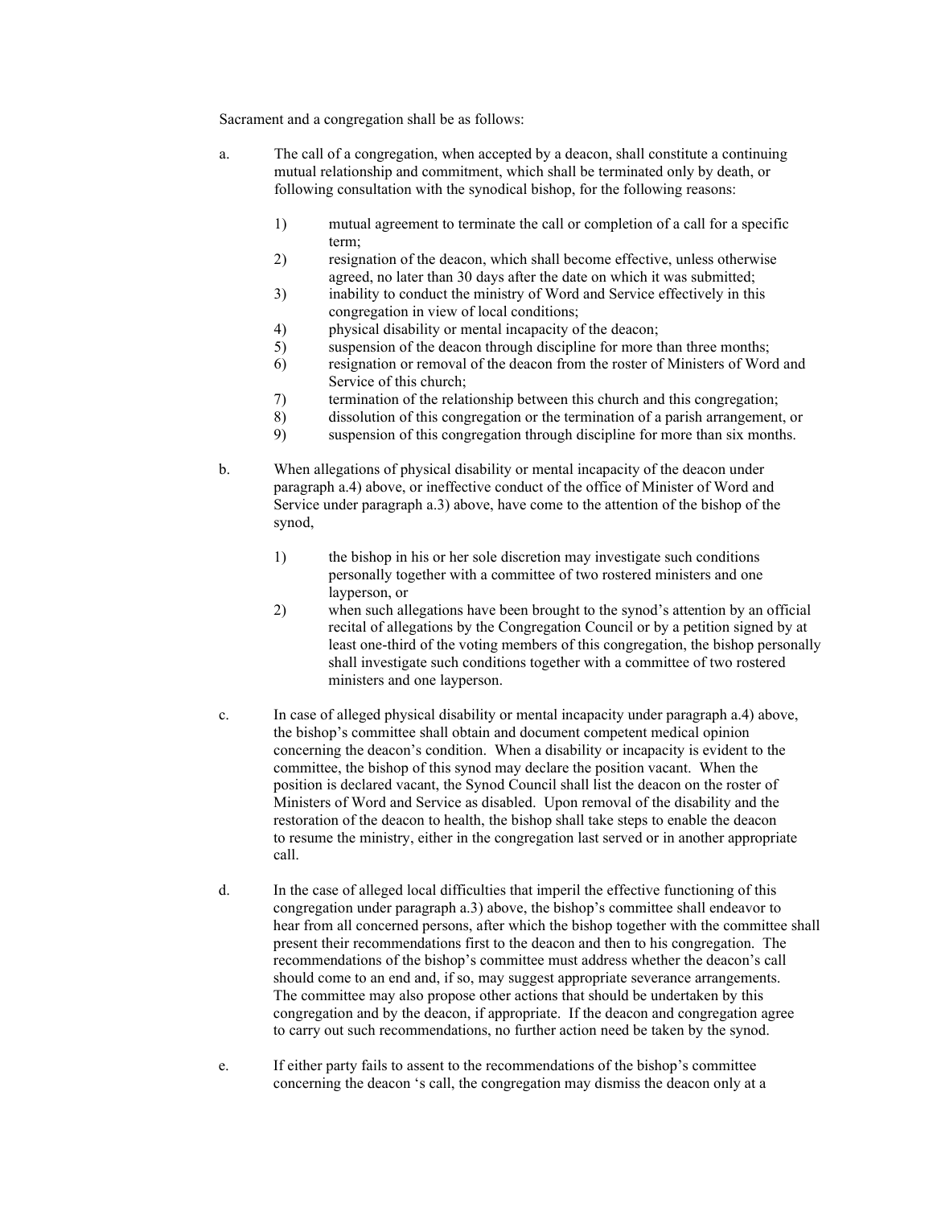Sacrament and a congregation shall be as follows:

a. The call of a congregation, when accepted by a deacon, shall constitute a continuing mutual relationship and commitment, which shall be terminated only by death, or following consultation with the synodical bishop, for the following reasons:

    1) mutual agreement to terminate the call or completion of a call for a specific term;
    2) resignation of the deacon, which shall become effective, unless otherwise agreed, no later than 30 days after the date on which it was submitted;
    3) inability to conduct the ministry of Word and Service effectively in this congregation in view of local conditions;
    4) physical disability or mental incapacity of the deacon;
    5) suspension of the deacon through discipline for more than three months;
    6) resignation or removal of the deacon from the roster of Ministers of Word and Service of this church;
    7) termination of the relationship between this church and this congregation;
    8) dissolution of this congregation or the termination of a parish arrangement, or
    9) suspension of this congregation through discipline for more than six months.

b. When allegations of physical disability or mental incapacity of the deacon under paragraph a.4) above, or ineffective conduct of the office of Minister of Word and Service under paragraph a.3) above, have come to the attention of the bishop of the synod,

    1) the bishop in his or her sole discretion may investigate such conditions personally together with a committee of two rostered ministers and one layperson, or
    2) when such allegations have been brought to the synod's attention by an official recital of allegations by the Congregation Council or by a petition signed by at least one-third of the voting members of this congregation, the bishop personally shall investigate such conditions together with a committee of two rostered ministers and one layperson.

c. In case of alleged physical disability or mental incapacity under paragraph a.4) above, the bishop's committee shall obtain and document competent medical opinion concerning the deacon's condition. When a disability or incapacity is evident to the committee, the bishop of this synod may declare the position vacant. When the position is declared vacant, the Synod Council shall list the deacon on the roster of Ministers of Word and Service as disabled. Upon removal of the disability and the restoration of the deacon to health, the bishop shall take steps to enable the deacon to resume the ministry, either in the congregation last served or in another appropriate call.

d. In the case of alleged local difficulties that imperil the effective functioning of this congregation under paragraph a.3) above, the bishop's committee shall endeavor to hear from all concerned persons, after which the bishop together with the committee shall present their recommendations first to the deacon and then to his congregation. The recommendations of the bishop's committee must address whether the deacon's call should come to an end and, if so, may suggest appropriate severance arrangements. The committee may also propose other actions that should be undertaken by this congregation and by the deacon, if appropriate. If the deacon and congregation agree to carry out such recommendations, no further action need be taken by the synod.

e. If either party fails to assent to the recommendations of the bishop's committee concerning the deacon 's call, the congregation may dismiss the deacon only at a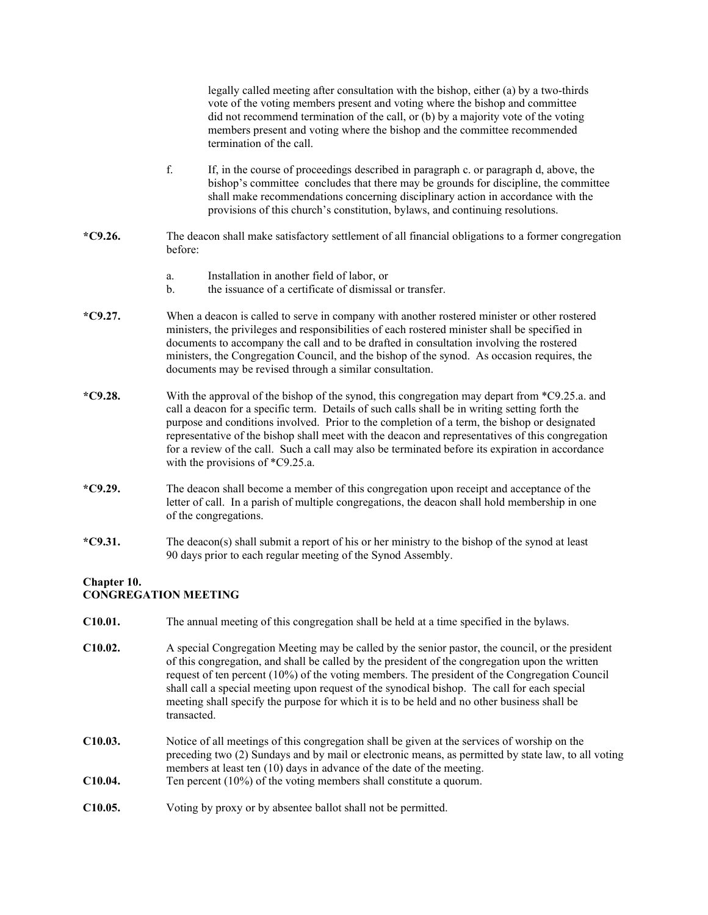legally called meeting after consultation with the bishop, either (a) by a two-thirds vote of the voting members present and voting where the bishop and committee did not recommend termination of the call, or (b) by a majority vote of the voting members present and voting where the bishop and the committee recommended termination of the call.

f. If, in the course of proceedings described in paragraph c. or paragraph d, above, the bishop's committee concludes that there may be grounds for discipline, the committee shall make recommendations concerning disciplinary action in accordance with the provisions of this church's constitution, bylaws, and continuing resolutions.

**\*C9.26.** The deacon shall make satisfactory settlement of all financial obligations to a former congregation before:

a. Installation in another field of labor, or
b. the issuance of a certificate of dismissal or transfer.

**\*C9.27.** When a deacon is called to serve in company with another rostered minister or other rostered ministers, the privileges and responsibilities of each rostered minister shall be specified in documents to accompany the call and to be drafted in consultation involving the rostered ministers, the Congregation Council, and the bishop of the synod. As occasion requires, the documents may be revised through a similar consultation.

**\*C9.28.** With the approval of the bishop of the synod, this congregation may depart from \*C9.25.a. and call a deacon for a specific term. Details of such calls shall be in writing setting forth the purpose and conditions involved. Prior to the completion of a term, the bishop or designated representative of the bishop shall meet with the deacon and representatives of this congregation for a review of the call. Such a call may also be terminated before its expiration in accordance with the provisions of \*C9.25.a.

**\*C9.29.** The deacon shall become a member of this congregation upon receipt and acceptance of the letter of call. In a parish of multiple congregations, the deacon shall hold membership in one of the congregations.

**\*C9.31.** The deacon(s) shall submit a report of his or her ministry to the bishop of the synod at least 90 days prior to each regular meeting of the Synod Assembly.

## Chapter 10.
## CONGREGATION MEETING

**C10.01.** The annual meeting of this congregation shall be held at a time specified in the bylaws.

**C10.02.** A special Congregation Meeting may be called by the senior pastor, the council, or the president of this congregation, and shall be called by the president of the congregation upon the written request of ten percent (10%) of the voting members. The president of the Congregation Council shall call a special meeting upon request of the synodical bishop. The call for each special meeting shall specify the purpose for which it is to be held and no other business shall be transacted.

**C10.03.** Notice of all meetings of this congregation shall be given at the services of worship on the preceding two (2) Sundays and by mail or electronic means, as permitted by state law, to all voting members at least ten (10) days in advance of the date of the meeting.

**C10.04.** Ten percent (10%) of the voting members shall constitute a quorum.

**C10.05.** Voting by proxy or by absentee ballot shall not be permitted.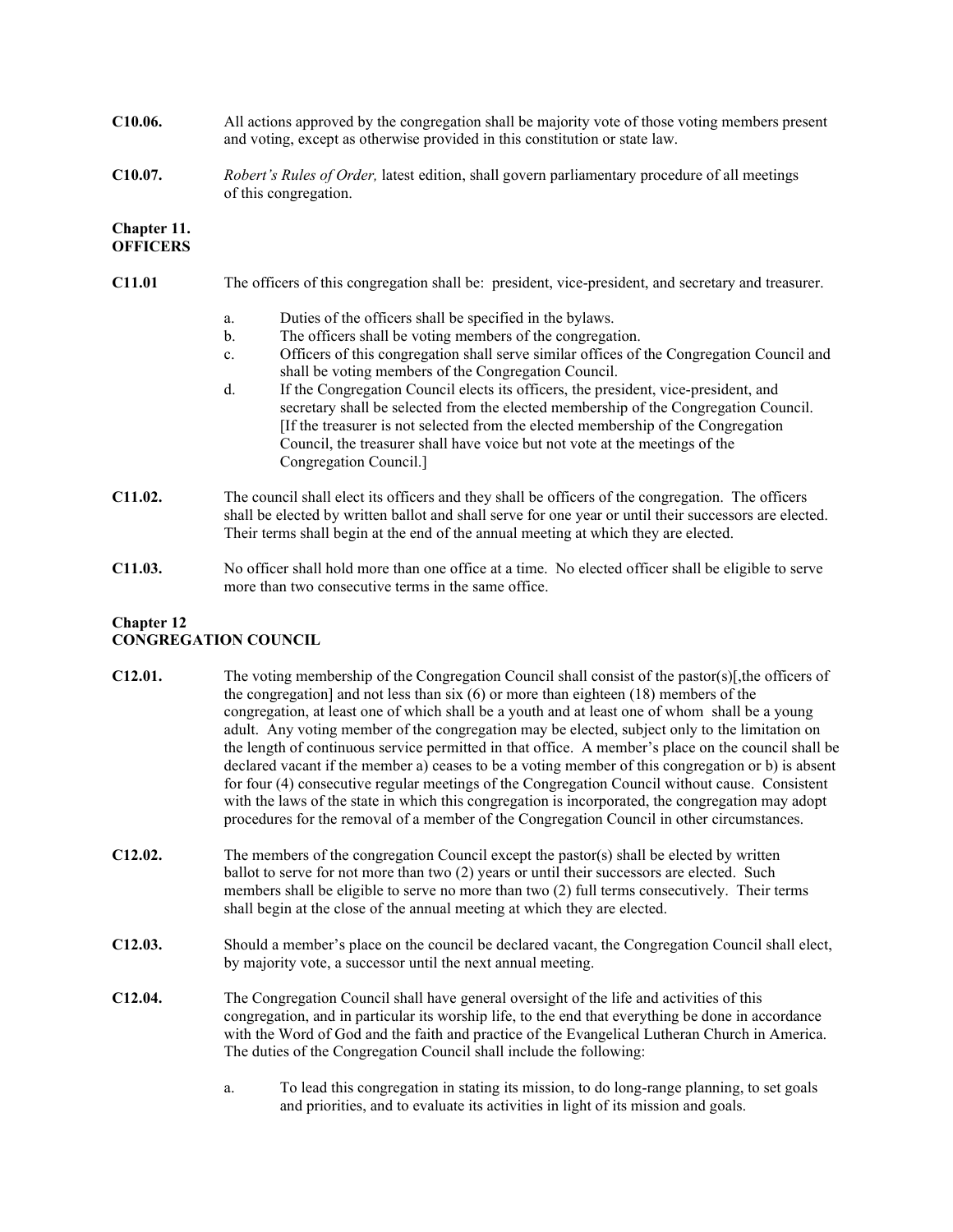**C10.06.** All actions approved by the congregation shall be majority vote of those voting members present and voting, except as otherwise provided in this constitution or state law.

**C10.07.** *Robert's Rules of Order,* latest edition, shall govern parliamentary procedure of all meetings of this congregation.

## Chapter 11. OFFICERS

**C11.01** The officers of this congregation shall be: president, vice-president, and secretary and treasurer.

a. Duties of the officers shall be specified in the bylaws.
b. The officers shall be voting members of the congregation.
c. Officers of this congregation shall serve similar offices of the Congregation Council and shall be voting members of the Congregation Council.
d. If the Congregation Council elects its officers, the president, vice-president, and secretary shall be selected from the elected membership of the Congregation Council. [If the treasurer is not selected from the elected membership of the Congregation Council, the treasurer shall have voice but not vote at the meetings of the Congregation Council.]

**C11.02.** The council shall elect its officers and they shall be officers of the congregation. The officers shall be elected by written ballot and shall serve for one year or until their successors are elected. Their terms shall begin at the end of the annual meeting at which they are elected.

**C11.03.** No officer shall hold more than one office at a time. No elected officer shall be eligible to serve more than two consecutive terms in the same office.

## Chapter 12 CONGREGATION COUNCIL

**C12.01.** The voting membership of the Congregation Council shall consist of the pastor(s)[,the officers of the congregation] and not less than six (6) or more than eighteen (18) members of the congregation, at least one of which shall be a youth and at least one of whom shall be a young adult. Any voting member of the congregation may be elected, subject only to the limitation on the length of continuous service permitted in that office. A member's place on the council shall be declared vacant if the member a) ceases to be a voting member of this congregation or b) is absent for four (4) consecutive regular meetings of the Congregation Council without cause. Consistent with the laws of the state in which this congregation is incorporated, the congregation may adopt procedures for the removal of a member of the Congregation Council in other circumstances.

**C12.02.** The members of the congregation Council except the pastor(s) shall be elected by written ballot to serve for not more than two (2) years or until their successors are elected. Such members shall be eligible to serve no more than two (2) full terms consecutively. Their terms shall begin at the close of the annual meeting at which they are elected.

**C12.03.** Should a member's place on the council be declared vacant, the Congregation Council shall elect, by majority vote, a successor until the next annual meeting.

**C12.04.** The Congregation Council shall have general oversight of the life and activities of this congregation, and in particular its worship life, to the end that everything be done in accordance with the Word of God and the faith and practice of the Evangelical Lutheran Church in America. The duties of the Congregation Council shall include the following:

a. To lead this congregation in stating its mission, to do long-range planning, to set goals and priorities, and to evaluate its activities in light of its mission and goals.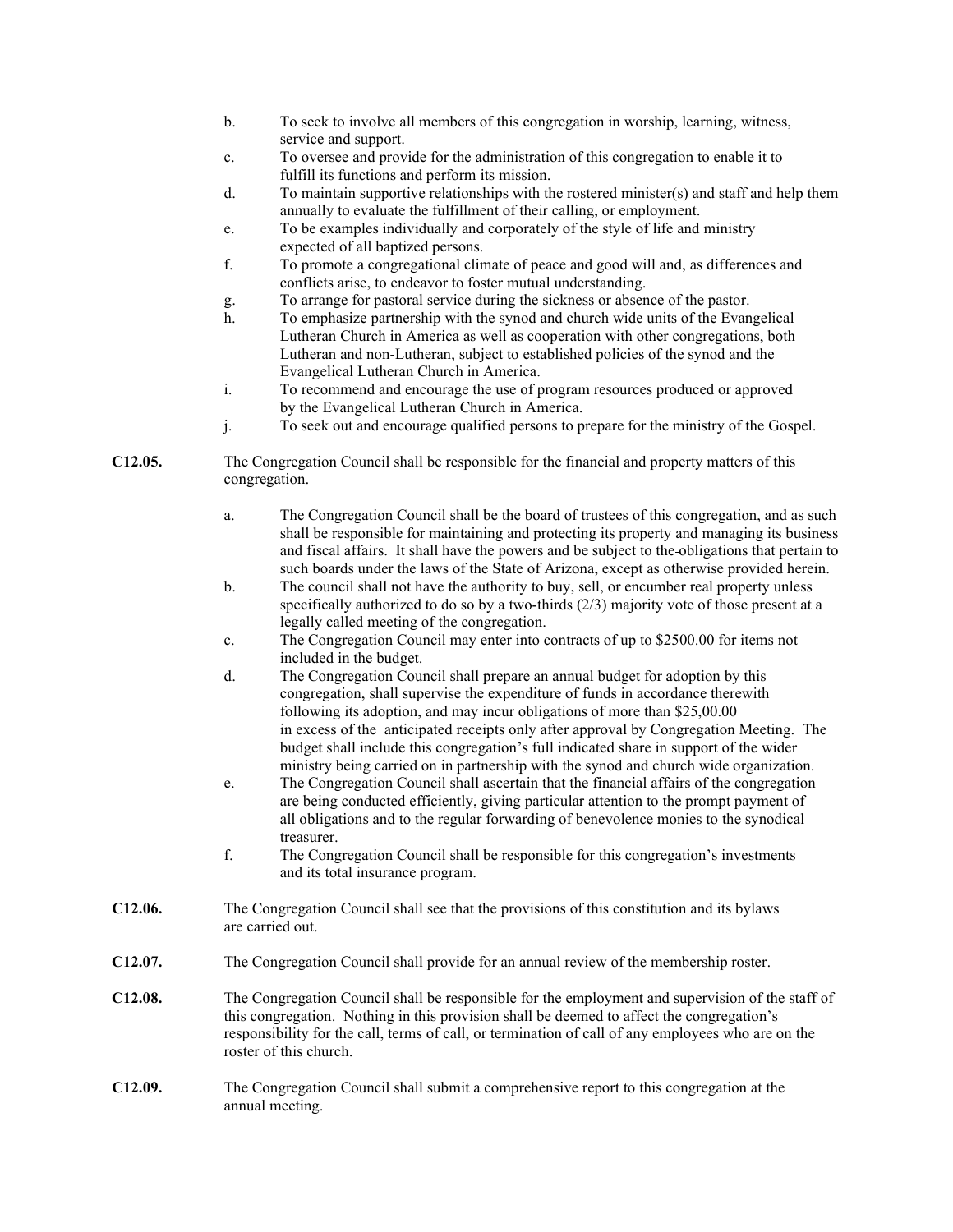b. To seek to involve all members of this congregation in worship, learning, witness, service and support.

c. To oversee and provide for the administration of this congregation to enable it to fulfill its functions and perform its mission.

d. To maintain supportive relationships with the rostered minister(s) and staff and help them annually to evaluate the fulfillment of their calling, or employment.

e. To be examples individually and corporately of the style of life and ministry expected of all baptized persons.

f. To promote a congregational climate of peace and good will and, as differences and conflicts arise, to endeavor to foster mutual understanding.

g. To arrange for pastoral service during the sickness or absence of the pastor.

h. To emphasize partnership with the synod and church wide units of the Evangelical Lutheran Church in America as well as cooperation with other congregations, both Lutheran and non-Lutheran, subject to established policies of the synod and the Evangelical Lutheran Church in America.

i. To recommend and encourage the use of program resources produced or approved by the Evangelical Lutheran Church in America.

j. To seek out and encourage qualified persons to prepare for the ministry of the Gospel.

**C12.05.** The Congregation Council shall be responsible for the financial and property matters of this congregation.

a. The Congregation Council shall be the board of trustees of this congregation, and as such shall be responsible for maintaining and protecting its property and managing its business and fiscal affairs. It shall have the powers and be subject to the obligations that pertain to such boards under the laws of the State of Arizona, except as otherwise provided herein.

b. The council shall not have the authority to buy, sell, or encumber real property unless specifically authorized to do so by a two-thirds (2/3) majority vote of those present at a legally called meeting of the congregation.

c. The Congregation Council may enter into contracts of up to $2500.00 for items not included in the budget.

d. The Congregation Council shall prepare an annual budget for adoption by this congregation, shall supervise the expenditure of funds in accordance therewith following its adoption, and may incur obligations of more than $25,00.00 in excess of the anticipated receipts only after approval by Congregation Meeting. The budget shall include this congregation's full indicated share in support of the wider ministry being carried on in partnership with the synod and church wide organization.

e. The Congregation Council shall ascertain that the financial affairs of the congregation are being conducted efficiently, giving particular attention to the prompt payment of all obligations and to the regular forwarding of benevolence monies to the synodical treasurer.

f. The Congregation Council shall be responsible for this congregation's investments and its total insurance program.

**C12.06.** The Congregation Council shall see that the provisions of this constitution and its bylaws are carried out.

**C12.07.** The Congregation Council shall provide for an annual review of the membership roster.

**C12.08.** The Congregation Council shall be responsible for the employment and supervision of the staff of this congregation. Nothing in this provision shall be deemed to affect the congregation's responsibility for the call, terms of call, or termination of call of any employees who are on the roster of this church.

**C12.09.** The Congregation Council shall submit a comprehensive report to this congregation at the annual meeting.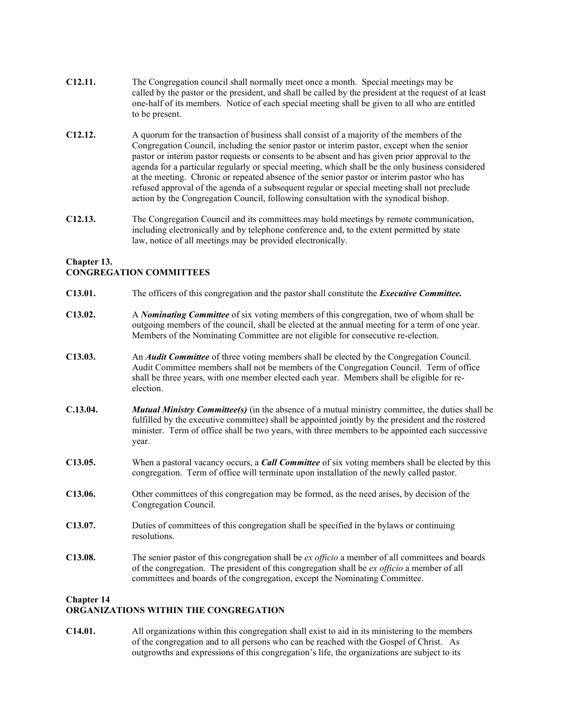**C12.11.** The Congregation council shall normally meet once a month. Special meetings may be called by the pastor or the president, and shall be called by the president at the request of at least one-half of its members. Notice of each special meeting shall be given to all who are entitled to be present.

**C12.12.** A quorum for the transaction of business shall consist of a majority of the members of the Congregation Council, including the senior pastor or interim pastor, except when the senior pastor or interim pastor requests or consents to be absent and has given prior approval to the agenda for a particular regularly or special meeting, which shall be the only business considered at the meeting. Chronic or repeated absence of the senior pastor or interim pastor who has refused approval of the agenda of a subsequent regular or special meeting shall not preclude action by the Congregation Council, following consultation with the synodical bishop.

**C12.13.** The Congregation Council and its committees may hold meetings by remote communication, including electronically and by telephone conference and, to the extent permitted by state law, notice of all meetings may be provided electronically.

## Chapter 13.
## CONGREGATION COMMITTEES

**C13.01.** The officers of this congregation and the pastor shall constitute the ***Executive Committee.***

**C13.02.** A ***Nominating Committee*** of six voting members of this congregation, two of whom shall be outgoing members of the council, shall be elected at the annual meeting for a term of one year. Members of the Nominating Committee are not eligible for consecutive re-election.

**C13.03.** An ***Audit Committee*** of three voting members shall be elected by the Congregation Council. Audit Committee members shall not be members of the Congregation Council. Term of office shall be three years, with one member elected each year. Members shall be eligible for re-election.

**C.13.04.** ***Mutual Ministry Committee(s)*** (in the absence of a mutual ministry committee, the duties shall be fulfilled by the executive committee) shall be appointed jointly by the president and the rostered minister. Term of office shall be two years, with three members to be appointed each successive year.

**C13.05.** When a pastoral vacancy occurs, a ***Call Committee*** of six voting members shall be elected by this congregation. Term of office will terminate upon installation of the newly called pastor.

**C13.06.** Other committees of this congregation may be formed, as the need arises, by decision of the Congregation Council.

**C13.07.** Duties of committees of this congregation shall be specified in the bylaws or continuing resolutions.

**C13.08.** The senior pastor of this congregation shall be *ex officio* a member of all committees and boards of the congregation. The president of this congregation shall be *ex officio* a member of all committees and boards of the congregation, except the Nominating Committee.

## Chapter 14
## ORGANIZATIONS WITHIN THE CONGREGATION

**C14.01.** All organizations within this congregation shall exist to aid in its ministering to the members of the congregation and to all persons who can be reached with the Gospel of Christ. As outgrowths and expressions of this congregation's life, the organizations are subject to its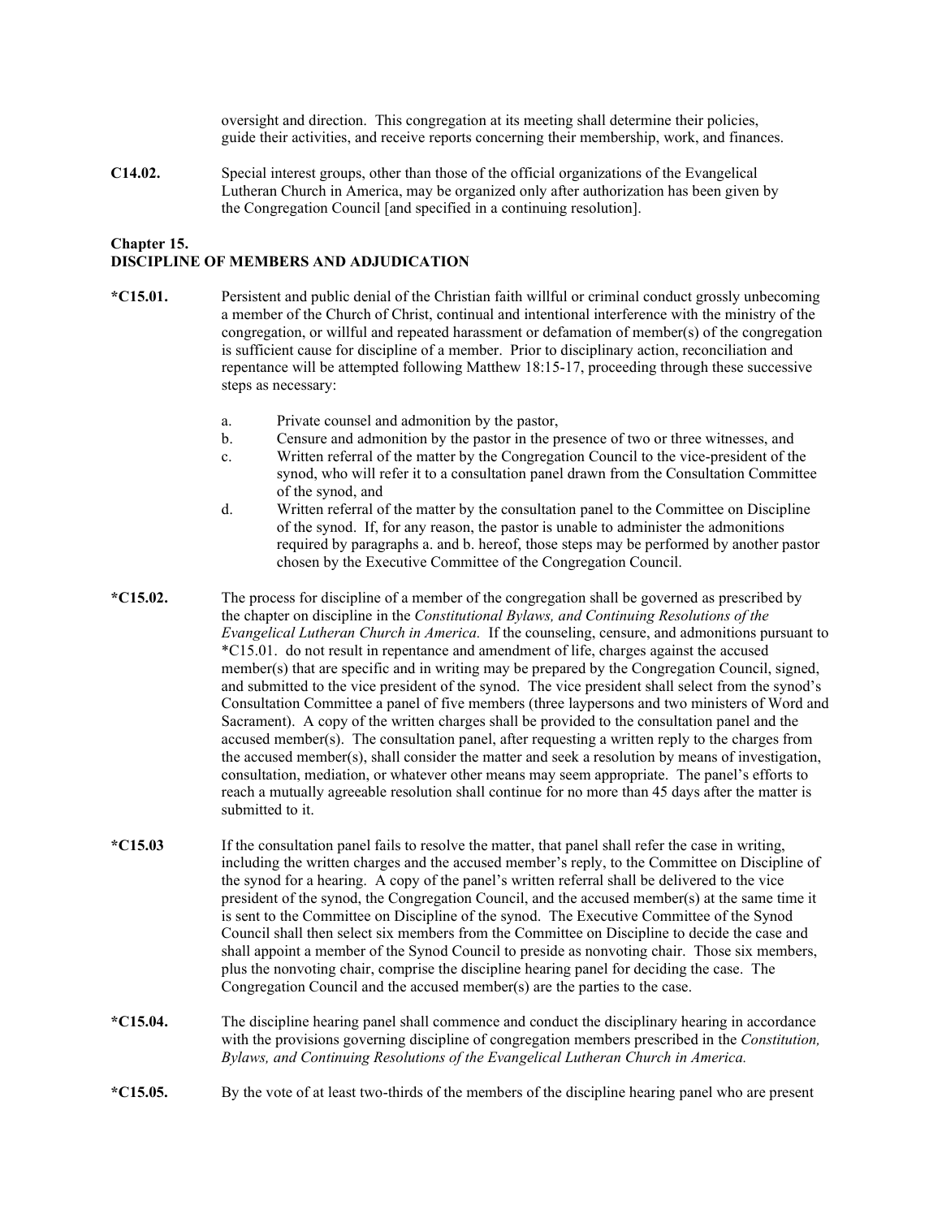oversight and direction. This congregation at its meeting shall determine their policies, guide their activities, and receive reports concerning their membership, work, and finances.

**C14.02.** Special interest groups, other than those of the official organizations of the Evangelical Lutheran Church in America, may be organized only after authorization has been given by the Congregation Council [and specified in a continuing resolution].

## Chapter 15.
## DISCIPLINE OF MEMBERS AND ADJUDICATION

**\*C15.01.** Persistent and public denial of the Christian faith willful or criminal conduct grossly unbecoming a member of the Church of Christ, continual and intentional interference with the ministry of the congregation, or willful and repeated harassment or defamation of member(s) of the congregation is sufficient cause for discipline of a member. Prior to disciplinary action, reconciliation and repentance will be attempted following Matthew 18:15-17, proceeding through these successive steps as necessary:

a. Private counsel and admonition by the pastor,
b. Censure and admonition by the pastor in the presence of two or three witnesses, and
c. Written referral of the matter by the Congregation Council to the vice-president of the synod, who will refer it to a consultation panel drawn from the Consultation Committee of the synod, and
d. Written referral of the matter by the consultation panel to the Committee on Discipline of the synod. If, for any reason, the pastor is unable to administer the admonitions required by paragraphs a. and b. hereof, those steps may be performed by another pastor chosen by the Executive Committee of the Congregation Council.

**\*C15.02.** The process for discipline of a member of the congregation shall be governed as prescribed by the chapter on discipline in the *Constitutional Bylaws, and Continuing Resolutions of the Evangelical Lutheran Church in America.* If the counseling, censure, and admonitions pursuant to \*C15.01. do not result in repentance and amendment of life, charges against the accused member(s) that are specific and in writing may be prepared by the Congregation Council, signed, and submitted to the vice president of the synod. The vice president shall select from the synod's Consultation Committee a panel of five members (three laypersons and two ministers of Word and Sacrament). A copy of the written charges shall be provided to the consultation panel and the accused member(s). The consultation panel, after requesting a written reply to the charges from the accused member(s), shall consider the matter and seek a resolution by means of investigation, consultation, mediation, or whatever other means may seem appropriate. The panel's efforts to reach a mutually agreeable resolution shall continue for no more than 45 days after the matter is submitted to it.

**\*C15.03** If the consultation panel fails to resolve the matter, that panel shall refer the case in writing, including the written charges and the accused member's reply, to the Committee on Discipline of the synod for a hearing. A copy of the panel's written referral shall be delivered to the vice president of the synod, the Congregation Council, and the accused member(s) at the same time it is sent to the Committee on Discipline of the synod. The Executive Committee of the Synod Council shall then select six members from the Committee on Discipline to decide the case and shall appoint a member of the Synod Council to preside as nonvoting chair. Those six members, plus the nonvoting chair, comprise the discipline hearing panel for deciding the case. The Congregation Council and the accused member(s) are the parties to the case.

**\*C15.04.** The discipline hearing panel shall commence and conduct the disciplinary hearing in accordance with the provisions governing discipline of congregation members prescribed in the *Constitution, Bylaws, and Continuing Resolutions of the Evangelical Lutheran Church in America.*

**\*C15.05.** By the vote of at least two-thirds of the members of the discipline hearing panel who are present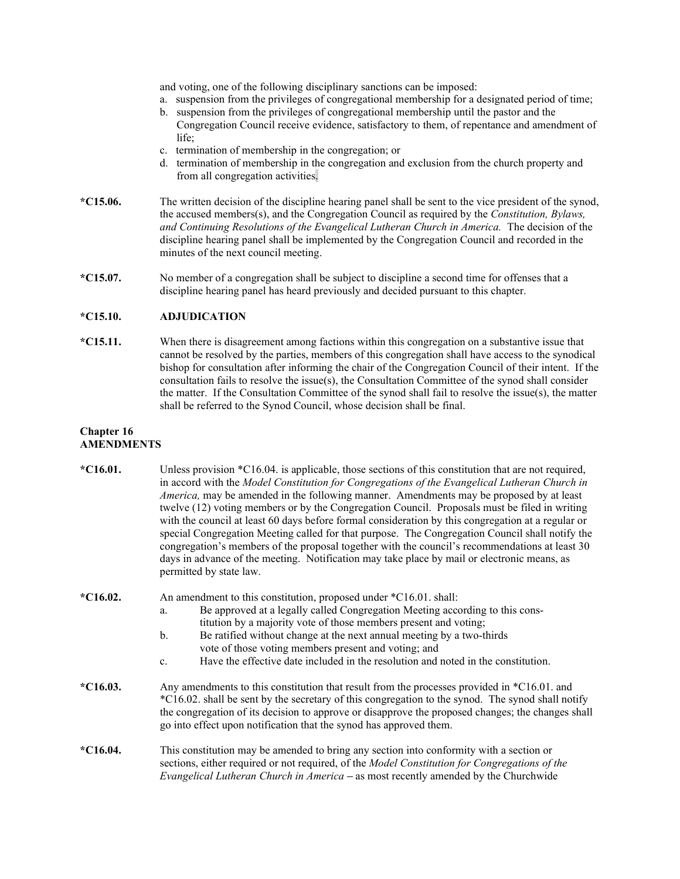and voting, one of the following disciplinary sanctions can be imposed:

a. suspension from the privileges of congregational membership for a designated period of time;
b. suspension from the privileges of congregational membership until the pastor and the Congregation Council receive evidence, satisfactory to them, of repentance and amendment of life;
c. termination of membership in the congregation; or
d. termination of membership in the congregation and exclusion from the church property and from all congregation activities.

**\*C15.06.** The written decision of the discipline hearing panel shall be sent to the vice president of the synod, the accused members(s), and the Congregation Council as required by the *Constitution, Bylaws, and Continuing Resolutions of the Evangelical Lutheran Church in America.* The decision of the discipline hearing panel shall be implemented by the Congregation Council and recorded in the minutes of the next council meeting.

**\*C15.07.** No member of a congregation shall be subject to discipline a second time for offenses that a discipline hearing panel has heard previously and decided pursuant to this chapter.

**\*C15.10. ADJUDICATION**

**\*C15.11.** When there is disagreement among factions within this congregation on a substantive issue that cannot be resolved by the parties, members of this congregation shall have access to the synodical bishop for consultation after informing the chair of the Congregation Council of their intent. If the consultation fails to resolve the issue(s), the Consultation Committee of the synod shall consider the matter. If the Consultation Committee of the synod shall fail to resolve the issue(s), the matter shall be referred to the Synod Council, whose decision shall be final.

## Chapter 16
## AMENDMENTS

**\*C16.01.** Unless provision \*C16.04. is applicable, those sections of this constitution that are not required, in accord with the *Model Constitution for Congregations of the Evangelical Lutheran Church in America,* may be amended in the following manner. Amendments may be proposed by at least twelve (12) voting members or by the Congregation Council. Proposals must be filed in writing with the council at least 60 days before formal consideration by this congregation at a regular or special Congregation Meeting called for that purpose. The Congregation Council shall notify the congregation's members of the proposal together with the council's recommendations at least 30 days in advance of the meeting. Notification may take place by mail or electronic means, as permitted by state law.

**\*C16.02.** An amendment to this constitution, proposed under \*C16.01. shall:

a. Be approved at a legally called Congregation Meeting according to this constitution by a majority vote of those members present and voting;
b. Be ratified without change at the next annual meeting by a two-thirds vote of those voting members present and voting; and
c. Have the effective date included in the resolution and noted in the constitution.

**\*C16.03.** Any amendments to this constitution that result from the processes provided in \*C16.01. and \*C16.02. shall be sent by the secretary of this congregation to the synod. The synod shall notify the congregation of its decision to approve or disapprove the proposed changes; the changes shall go into effect upon notification that the synod has approved them.

**\*C16.04.** This constitution may be amended to bring any section into conformity with a section or sections, either required or not required, of the *Model Constitution for Congregations of the Evangelical Lutheran Church in America* – as most recently amended by the Churchwide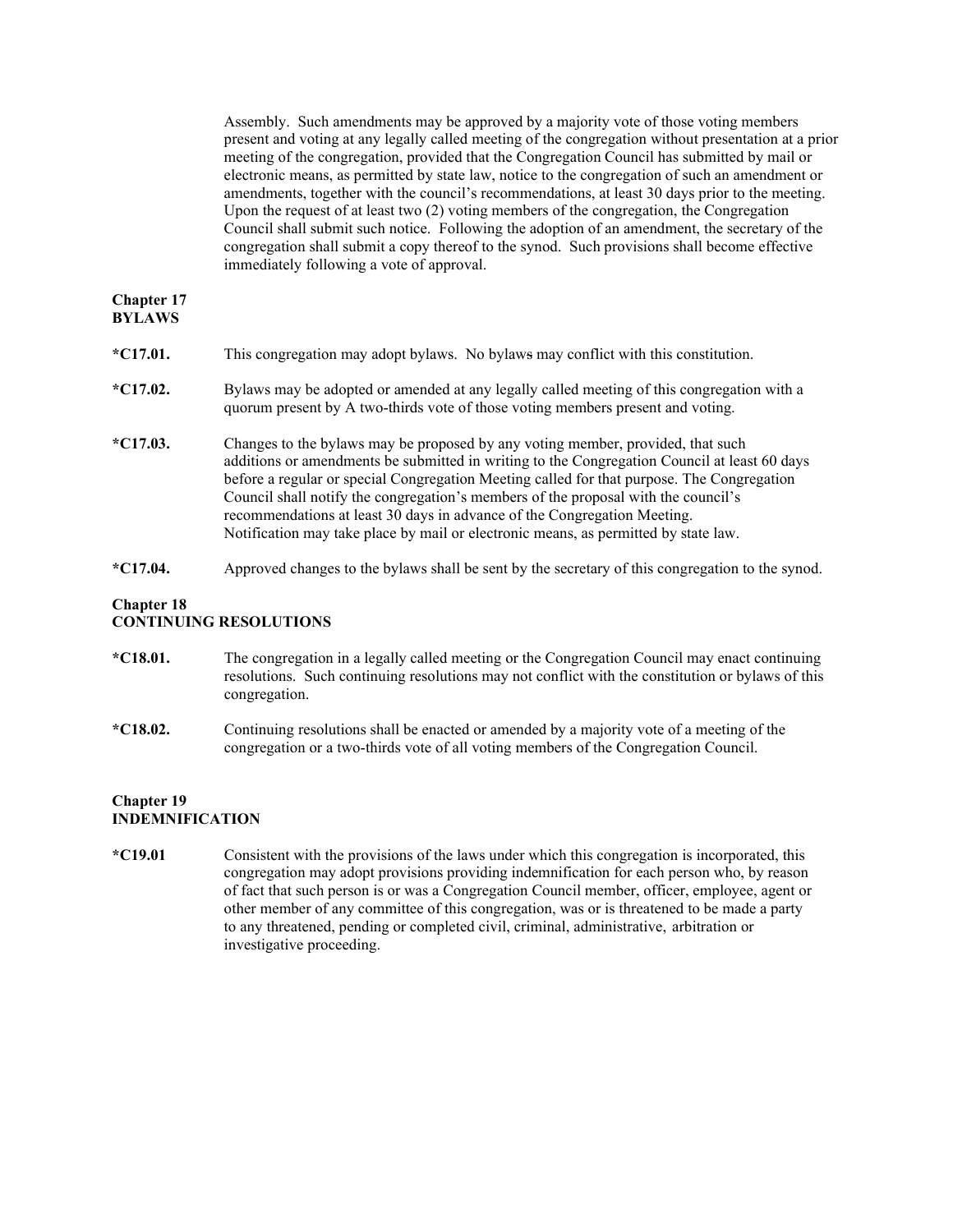Assembly. Such amendments may be approved by a majority vote of those voting members present and voting at any legally called meeting of the congregation without presentation at a prior meeting of the congregation, provided that the Congregation Council has submitted by mail or electronic means, as permitted by state law, notice to the congregation of such an amendment or amendments, together with the council's recommendations, at least 30 days prior to the meeting. Upon the request of at least two (2) voting members of the congregation, the Congregation Council shall submit such notice. Following the adoption of an amendment, the secretary of the congregation shall submit a copy thereof to the synod. Such provisions shall become effective immediately following a vote of approval.

## Chapter 17
## BYLAWS

**\*C17.01.** This congregation may adopt bylaws. No bylaws may conflict with this constitution.

**\*C17.02.** Bylaws may be adopted or amended at any legally called meeting of this congregation with a quorum present by A two-thirds vote of those voting members present and voting.

**\*C17.03.** Changes to the bylaws may be proposed by any voting member, provided, that such additions or amendments be submitted in writing to the Congregation Council at least 60 days before a regular or special Congregation Meeting called for that purpose. The Congregation Council shall notify the congregation's members of the proposal with the council's recommendations at least 30 days in advance of the Congregation Meeting. Notification may take place by mail or electronic means, as permitted by state law.

**\*C17.04.** Approved changes to the bylaws shall be sent by the secretary of this congregation to the synod.

## Chapter 18
## CONTINUING RESOLUTIONS

**\*C18.01.** The congregation in a legally called meeting or the Congregation Council may enact continuing resolutions. Such continuing resolutions may not conflict with the constitution or bylaws of this congregation.

**\*C18.02.** Continuing resolutions shall be enacted or amended by a majority vote of a meeting of the congregation or a two-thirds vote of all voting members of the Congregation Council.

## Chapter 19
## INDEMNIFICATION

**\*C19.01** Consistent with the provisions of the laws under which this congregation is incorporated, this congregation may adopt provisions providing indemnification for each person who, by reason of fact that such person is or was a Congregation Council member, officer, employee, agent or other member of any committee of this congregation, was or is threatened to be made a party to any threatened, pending or completed civil, criminal, administrative, arbitration or investigative proceeding.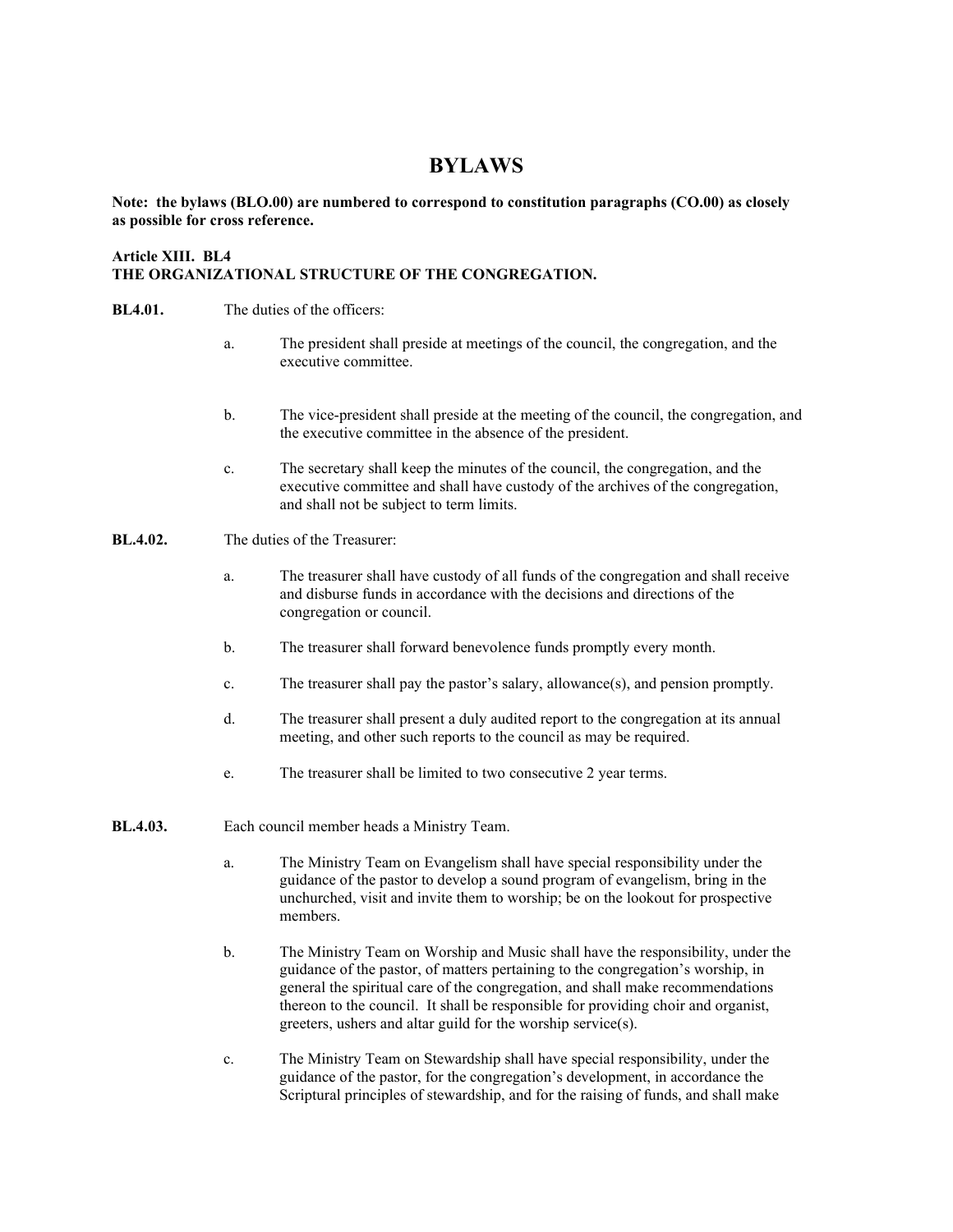# BYLAWS

**Note: the bylaws (BLO.00) are numbered to correspond to constitution paragraphs (CO.00) as closely as possible for cross reference.**

**Article XIII. BL4**
**THE ORGANIZATIONAL STRUCTURE OF THE CONGREGATION.**

**BL4.01.** The duties of the officers:

a. The president shall preside at meetings of the council, the congregation, and the executive committee.

b. The vice-president shall preside at the meeting of the council, the congregation, and the executive committee in the absence of the president.

c. The secretary shall keep the minutes of the council, the congregation, and the executive committee and shall have custody of the archives of the congregation, and shall not be subject to term limits.

**BL.4.02.** The duties of the Treasurer:

a. The treasurer shall have custody of all funds of the congregation and shall receive and disburse funds in accordance with the decisions and directions of the congregation or council.

b. The treasurer shall forward benevolence funds promptly every month.

c. The treasurer shall pay the pastor's salary, allowance(s), and pension promptly.

d. The treasurer shall present a duly audited report to the congregation at its annual meeting, and other such reports to the council as may be required.

e. The treasurer shall be limited to two consecutive 2 year terms.

**BL.4.03.** Each council member heads a Ministry Team.

a. The Ministry Team on Evangelism shall have special responsibility under the guidance of the pastor to develop a sound program of evangelism, bring in the unchurched, visit and invite them to worship; be on the lookout for prospective members.

b. The Ministry Team on Worship and Music shall have the responsibility, under the guidance of the pastor, of matters pertaining to the congregation's worship, in general the spiritual care of the congregation, and shall make recommendations thereon to the council. It shall be responsible for providing choir and organist, greeters, ushers and altar guild for the worship service(s).

c. The Ministry Team on Stewardship shall have special responsibility, under the guidance of the pastor, for the congregation's development, in accordance the Scriptural principles of stewardship, and for the raising of funds, and shall make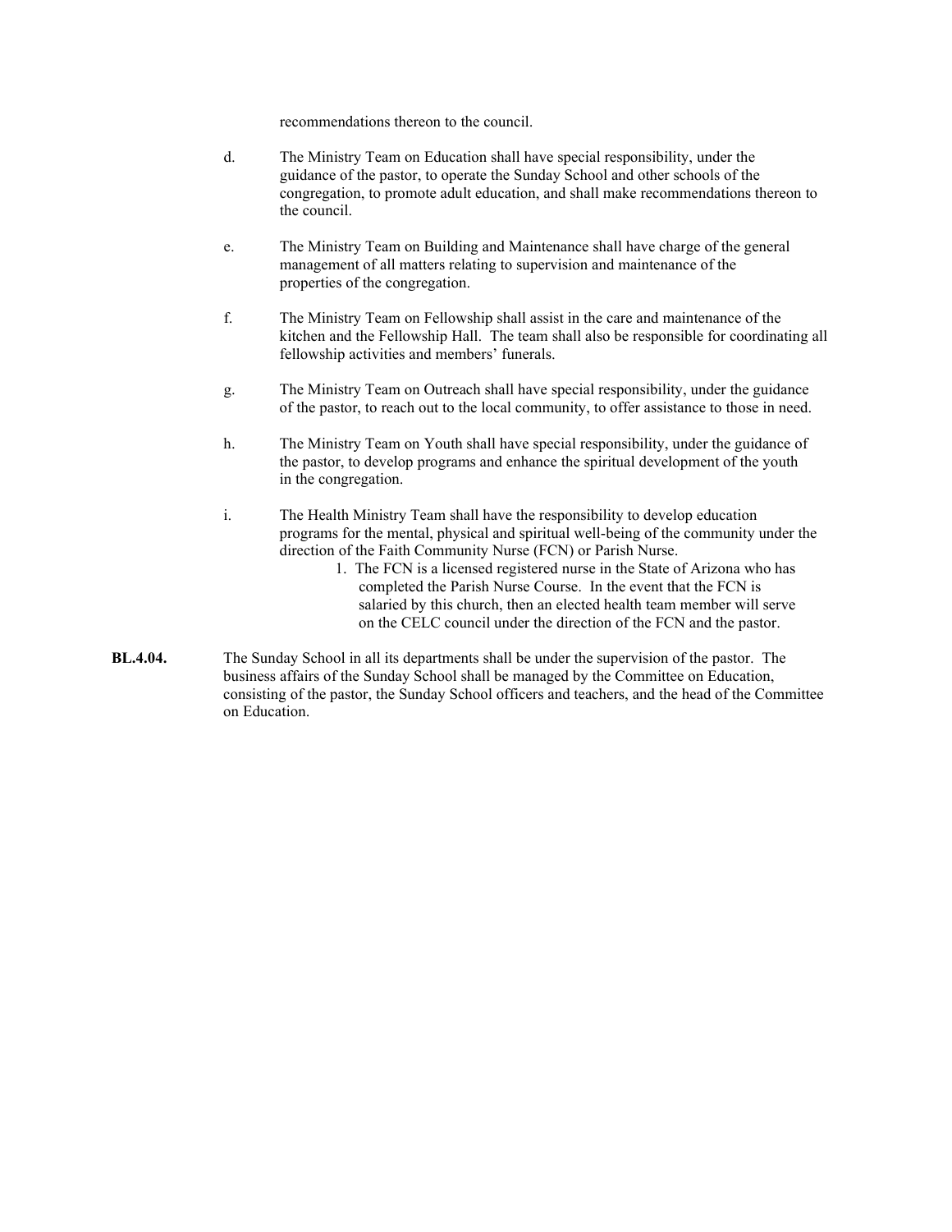recommendations thereon to the council.

d. The Ministry Team on Education shall have special responsibility, under the guidance of the pastor, to operate the Sunday School and other schools of the congregation, to promote adult education, and shall make recommendations thereon to the council.

e. The Ministry Team on Building and Maintenance shall have charge of the general management of all matters relating to supervision and maintenance of the properties of the congregation.

f. The Ministry Team on Fellowship shall assist in the care and maintenance of the kitchen and the Fellowship Hall. The team shall also be responsible for coordinating all fellowship activities and members' funerals.

g. The Ministry Team on Outreach shall have special responsibility, under the guidance of the pastor, to reach out to the local community, to offer assistance to those in need.

h. The Ministry Team on Youth shall have special responsibility, under the guidance of the pastor, to develop programs and enhance the spiritual development of the youth in the congregation.

i. The Health Ministry Team shall have the responsibility to develop education programs for the mental, physical and spiritual well-being of the community under the direction of the Faith Community Nurse (FCN) or Parish Nurse.

   1. The FCN is a licensed registered nurse in the State of Arizona who has completed the Parish Nurse Course. In the event that the FCN is salaried by this church, then an elected health team member will serve on the CELC council under the direction of the FCN and the pastor.

**BL.4.04.** The Sunday School in all its departments shall be under the supervision of the pastor. The business affairs of the Sunday School shall be managed by the Committee on Education, consisting of the pastor, the Sunday School officers and teachers, and the head of the Committee on Education.